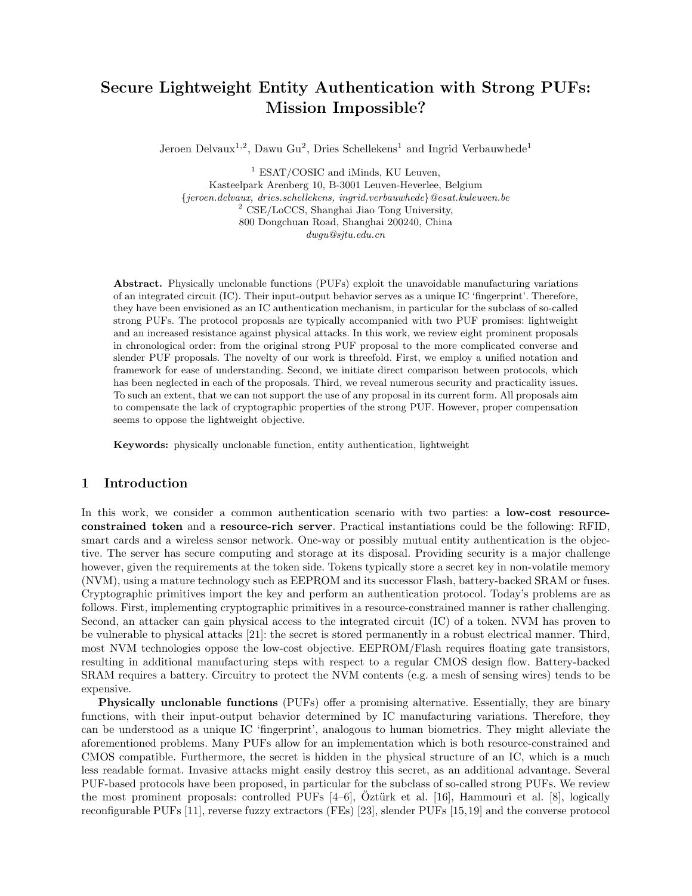# Secure Lightweight Entity Authentication with Strong PUFs: Mission Impossible?

Jeroen Delvaux[1,2], Dawu Gu[2], Dries Schellekens[1] and Ingrid Verbauwhede[1]

[1] ESAT/COSIC and iMinds, KU Leuven,
Kasteelpark Arenberg 10, B-3001 Leuven-Heverlee, Belgium
{*jeroen.delvaux, dries.schellekens, ingrid.verbauwhede*}*@esat.kuleuven.be*
[2] CSE/LoCCS, Shanghai Jiao Tong University,
800 Dongchuan Road, Shanghai 200240, China
*dwgu@sjtu.edu.cn*

**Abstract.** Physically unclonable functions (PUFs) exploit the unavoidable manufacturing variations of an integrated circuit (IC). Their input-output behavior serves as a unique IC 'fingerprint'. Therefore, they have been envisioned as an IC authentication mechanism, in particular for the subclass of so-called strong PUFs. The protocol proposals are typically accompanied with two PUF promises: lightweight and an increased resistance against physical attacks. In this work, we review eight prominent proposals in chronological order: from the original strong PUF proposal to the more complicated converse and slender PUF proposals. The novelty of our work is threefold. First, we employ a unified notation and framework for ease of understanding. Second, we initiate direct comparison between protocols, which has been neglected in each of the proposals. Third, we reveal numerous security and practicality issues. To such an extent, that we can not support the use of any proposal in its current form. All proposals aim to compensate the lack of cryptographic properties of the strong PUF. However, proper compensation seems to oppose the lightweight objective.

**Keywords:** physically unclonable function, entity authentication, lightweight

## 1 Introduction

In this work, we consider a common authentication scenario with two parties: a **low-cost resource-constrained token** and a **resource-rich server**. Practical instantiations could be the following: RFID, smart cards and a wireless sensor network. One-way or possibly mutual entity authentication is the objective. The server has secure computing and storage at its disposal. Providing security is a major challenge however, given the requirements at the token side. Tokens typically store a secret key in non-volatile memory (NVM), using a mature technology such as EEPROM and its successor Flash, battery-backed SRAM or fuses. Cryptographic primitives import the key and perform an authentication protocol. Today's problems are as follows. First, implementing cryptographic primitives in a resource-constrained manner is rather challenging. Second, an attacker can gain physical access to the integrated circuit (IC) of a token. NVM has proven to be vulnerable to physical attacks [21]: the secret is stored permanently in a robust electrical manner. Third, most NVM technologies oppose the low-cost objective. EEPROM/Flash requires floating gate transistors, resulting in additional manufacturing steps with respect to a regular CMOS design flow. Battery-backed SRAM requires a battery. Circuitry to protect the NVM contents (e.g. a mesh of sensing wires) tends to be expensive.

**Physically unclonable functions** (PUFs) offer a promising alternative. Essentially, they are binary functions, with their input-output behavior determined by IC manufacturing variations. Therefore, they can be understood as a unique IC 'fingerprint', analogous to human biometrics. They might alleviate the aforementioned problems. Many PUFs allow for an implementation which is both resource-constrained and CMOS compatible. Furthermore, the secret is hidden in the physical structure of an IC, which is a much less readable format. Invasive attacks might easily destroy this secret, as an additional advantage. Several PUF-based protocols have been proposed, in particular for the subclass of so-called strong PUFs. We review the most prominent proposals: controlled PUFs [4–6], Öztürk et al. [16], Hammouri et al. [8], logically reconfigurable PUFs [11], reverse fuzzy extractors (FEs) [23], slender PUFs [15,19] and the converse protocol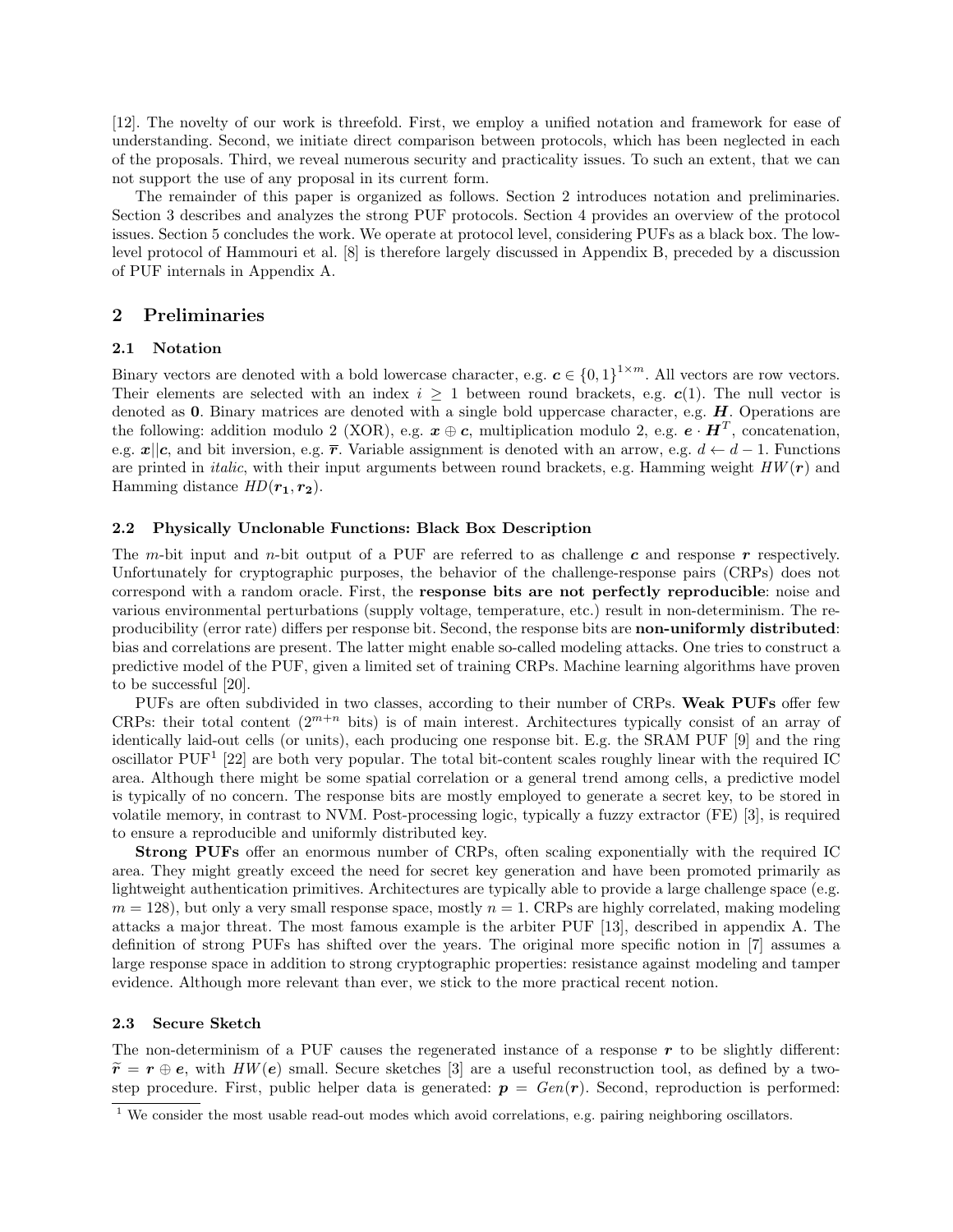[12]. The novelty of our work is threefold. First, we employ a unified notation and framework for ease of understanding. Second, we initiate direct comparison between protocols, which has been neglected in each of the proposals. Third, we reveal numerous security and practicality issues. To such an extent, that we can not support the use of any proposal in its current form.

The remainder of this paper is organized as follows. Section 2 introduces notation and preliminaries. Section 3 describes and analyzes the strong PUF protocols. Section 4 provides an overview of the protocol issues. Section 5 concludes the work. We operate at protocol level, considering PUFs as a black box. The low-level protocol of Hammouri et al. [8] is therefore largely discussed in Appendix B, preceded by a discussion of PUF internals in Appendix A.

## 2 Preliminaries

### 2.1 Notation

Binary vectors are denoted with a bold lowercase character, e.g. $\boldsymbol{c} \in \{0,1\}^{1\times m}$. All vectors are row vectors. Their elements are selected with an index $i \geq 1$ between round brackets, e.g. $\boldsymbol{c}(1)$. The null vector is denoted as $\mathbf{0}$. Binary matrices are denoted with a single bold uppercase character, e.g. $\boldsymbol{H}$. Operations are the following: addition modulo 2 (XOR), e.g. $\boldsymbol{x} \oplus \boldsymbol{c}$, multiplication modulo 2, e.g. $\boldsymbol{e} \cdot \boldsymbol{H}^T$, concatenation, e.g. $\boldsymbol{x}||\boldsymbol{c}$, and bit inversion, e.g. $\overline{\boldsymbol{r}}$. Variable assignment is denoted with an arrow, e.g. $d \leftarrow d-1$. Functions are printed in *italic*, with their input arguments between round brackets, e.g. Hamming weight $HW(\boldsymbol{r})$ and Hamming distance $HD(\boldsymbol{r_1}, \boldsymbol{r_2})$.

### 2.2 Physically Unclonable Functions: Black Box Description

The $m$-bit input and $n$-bit output of a PUF are referred to as challenge $\boldsymbol{c}$ and response $\boldsymbol{r}$ respectively. Unfortunately for cryptographic purposes, the behavior of the challenge-response pairs (CRPs) does not correspond with a random oracle. First, the **response bits are not perfectly reproducible**: noise and various environmental perturbations (supply voltage, temperature, etc.) result in non-determinism. The reproducibility (error rate) differs per response bit. Second, the response bits are **non-uniformly distributed**: bias and correlations are present. The latter might enable so-called modeling attacks. One tries to construct a predictive model of the PUF, given a limited set of training CRPs. Machine learning algorithms have proven to be successful [20].

PUFs are often subdivided in two classes, according to their number of CRPs. **Weak PUFs** offer few CRPs: their total content ($2^{m+n}$ bits) is of main interest. Architectures typically consist of an array of identically laid-out cells (or units), each producing one response bit. E.g. the SRAM PUF [9] and the ring oscillator PUF[1] [22] are both very popular. The total bit-content scales roughly linear with the required IC area. Although there might be some spatial correlation or a general trend among cells, a predictive model is typically of no concern. The response bits are mostly employed to generate a secret key, to be stored in volatile memory, in contrast to NVM. Post-processing logic, typically a fuzzy extractor (FE) [3], is required to ensure a reproducible and uniformly distributed key.

**Strong PUFs** offer an enormous number of CRPs, often scaling exponentially with the required IC area. They might greatly exceed the need for secret key generation and have been promoted primarily as lightweight authentication primitives. Architectures are typically able to provide a large challenge space (e.g. $m = 128$), but only a very small response space, mostly $n = 1$. CRPs are highly correlated, making modeling attacks a major threat. The most famous example is the arbiter PUF [13], described in appendix A. The definition of strong PUFs has shifted over the years. The original more specific notion in [7] assumes a large response space in addition to strong cryptographic properties: resistance against modeling and tamper evidence. Although more relevant than ever, we stick to the more practical recent notion.

### 2.3 Secure Sketch

The non-determinism of a PUF causes the regenerated instance of a response $\boldsymbol{r}$ to be slightly different: $\widetilde{\boldsymbol{r}} = \boldsymbol{r} \oplus \boldsymbol{e}$, with $HW(\boldsymbol{e})$ small. Secure sketches [3] are a useful reconstruction tool, as defined by a two-step procedure. First, public helper data is generated: $\boldsymbol{p} = Gen(\boldsymbol{r})$. Second, reproduction is performed:

[1] We consider the most usable read-out modes which avoid correlations, e.g. pairing neighboring oscillators.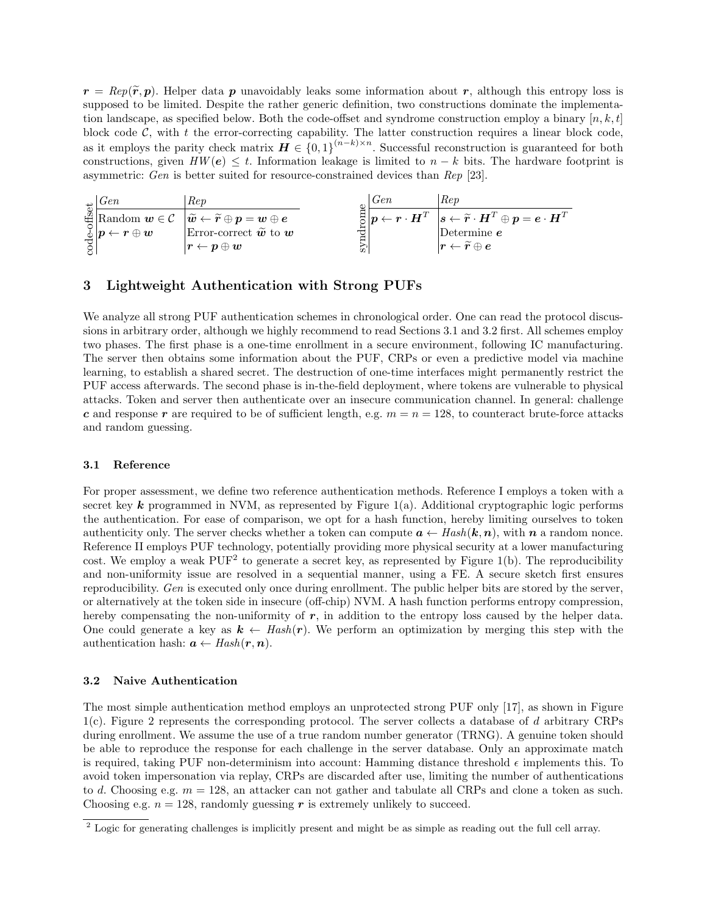$\boldsymbol{r} = Rep(\widetilde{\boldsymbol{r}}, \boldsymbol{p})$. Helper data $\boldsymbol{p}$ unavoidably leaks some information about $\boldsymbol{r}$, although this entropy loss is supposed to be limited. Despite the rather generic definition, two constructions dominate the implementation landscape, as specified below. Both the code-offset and syndrome construction employ a binary $[n, k, t]$ block code $\mathcal{C}$, with $t$ the error-correcting capability. The latter construction requires a linear block code, as it employs the parity check matrix $\boldsymbol{H} \in \{0,1\}^{(n-k)\times n}$. Successful reconstruction is guaranteed for both constructions, given $HW(\boldsymbol{e}) \leq t$. Information leakage is limited to $n - k$ bits. The hardware footprint is asymmetric: *Gen* is better suited for resource-constrained devices than *Rep* [23].

| code-offset | *Gen* | *Rep* |
|---|---|---|
| | Random $\boldsymbol{w} \in \mathcal{C}$ | $\widetilde{\boldsymbol{w}} \leftarrow \widetilde{\boldsymbol{r}} \oplus \boldsymbol{p} = \boldsymbol{w} \oplus \boldsymbol{e}$ |
| | $\boldsymbol{p} \leftarrow \boldsymbol{r} \oplus \boldsymbol{w}$ | Error-correct $\widetilde{\boldsymbol{w}}$ to $\boldsymbol{w}$ |
| | | $\boldsymbol{r} \leftarrow \boldsymbol{p} \oplus \boldsymbol{w}$ |

| syndrome | *Gen* | *Rep* |
|---|---|---|
| | $\boldsymbol{p} \leftarrow \boldsymbol{r} \cdot \boldsymbol{H}^T$ | $\boldsymbol{s} \leftarrow \widetilde{\boldsymbol{r}} \cdot \boldsymbol{H}^T \oplus \boldsymbol{p} = \boldsymbol{e} \cdot \boldsymbol{H}^T$ |
| | | Determine $\boldsymbol{e}$ |
| | | $\boldsymbol{r} \leftarrow \widetilde{\boldsymbol{r}} \oplus \boldsymbol{e}$ |

## 3 Lightweight Authentication with Strong PUFs

We analyze all strong PUF authentication schemes in chronological order. One can read the protocol discussions in arbitrary order, although we highly recommend to read Sections 3.1 and 3.2 first. All schemes employ two phases. The first phase is a one-time enrollment in a secure environment, following IC manufacturing. The server then obtains some information about the PUF, CRPs or even a predictive model via machine learning, to establish a shared secret. The destruction of one-time interfaces might permanently restrict the PUF access afterwards. The second phase is in-the-field deployment, where tokens are vulnerable to physical attacks. Token and server then authenticate over an insecure communication channel. In general: challenge $\boldsymbol{c}$ and response $\boldsymbol{r}$ are required to be of sufficient length, e.g. $m = n = 128$, to counteract brute-force attacks and random guessing.

### 3.1 Reference

For proper assessment, we define two reference authentication methods. Reference I employs a token with a secret key $\boldsymbol{k}$ programmed in NVM, as represented by Figure 1(a). Additional cryptographic logic performs the authentication. For ease of comparison, we opt for a hash function, hereby limiting ourselves to token authenticity only. The server checks whether a token can compute $\boldsymbol{a} \leftarrow Hash(\boldsymbol{k}, \boldsymbol{n})$, with $\boldsymbol{n}$ a random nonce. Reference II employs PUF technology, potentially providing more physical security at a lower manufacturing cost. We employ a weak PUF[2] to generate a secret key, as represented by Figure 1(b). The reproducibility and non-uniformity issue are resolved in a sequential manner, using a FE. A secure sketch first ensures reproducibility. *Gen* is executed only once during enrollment. The public helper bits are stored by the server, or alternatively at the token side in insecure (off-chip) NVM. A hash function performs entropy compression, hereby compensating the non-uniformity of $\boldsymbol{r}$, in addition to the entropy loss caused by the helper data. One could generate a key as $\boldsymbol{k} \leftarrow Hash(\boldsymbol{r})$. We perform an optimization by merging this step with the authentication hash: $\boldsymbol{a} \leftarrow Hash(\boldsymbol{r}, \boldsymbol{n})$.

### 3.2 Naive Authentication

The most simple authentication method employs an unprotected strong PUF only [17], as shown in Figure 1(c). Figure 2 represents the corresponding protocol. The server collects a database of $d$ arbitrary CRPs during enrollment. We assume the use of a true random number generator (TRNG). A genuine token should be able to reproduce the response for each challenge in the server database. Only an approximate match is required, taking PUF non-determinism into account: Hamming distance threshold $\epsilon$ implements this. To avoid token impersonation via replay, CRPs are discarded after use, limiting the number of authentications to $d$. Choosing e.g. $m = 128$, an attacker can not gather and tabulate all CRPs and clone a token as such. Choosing e.g. $n = 128$, randomly guessing $\boldsymbol{r}$ is extremely unlikely to succeed.

[2] Logic for generating challenges is implicitly present and might be as simple as reading out the full cell array.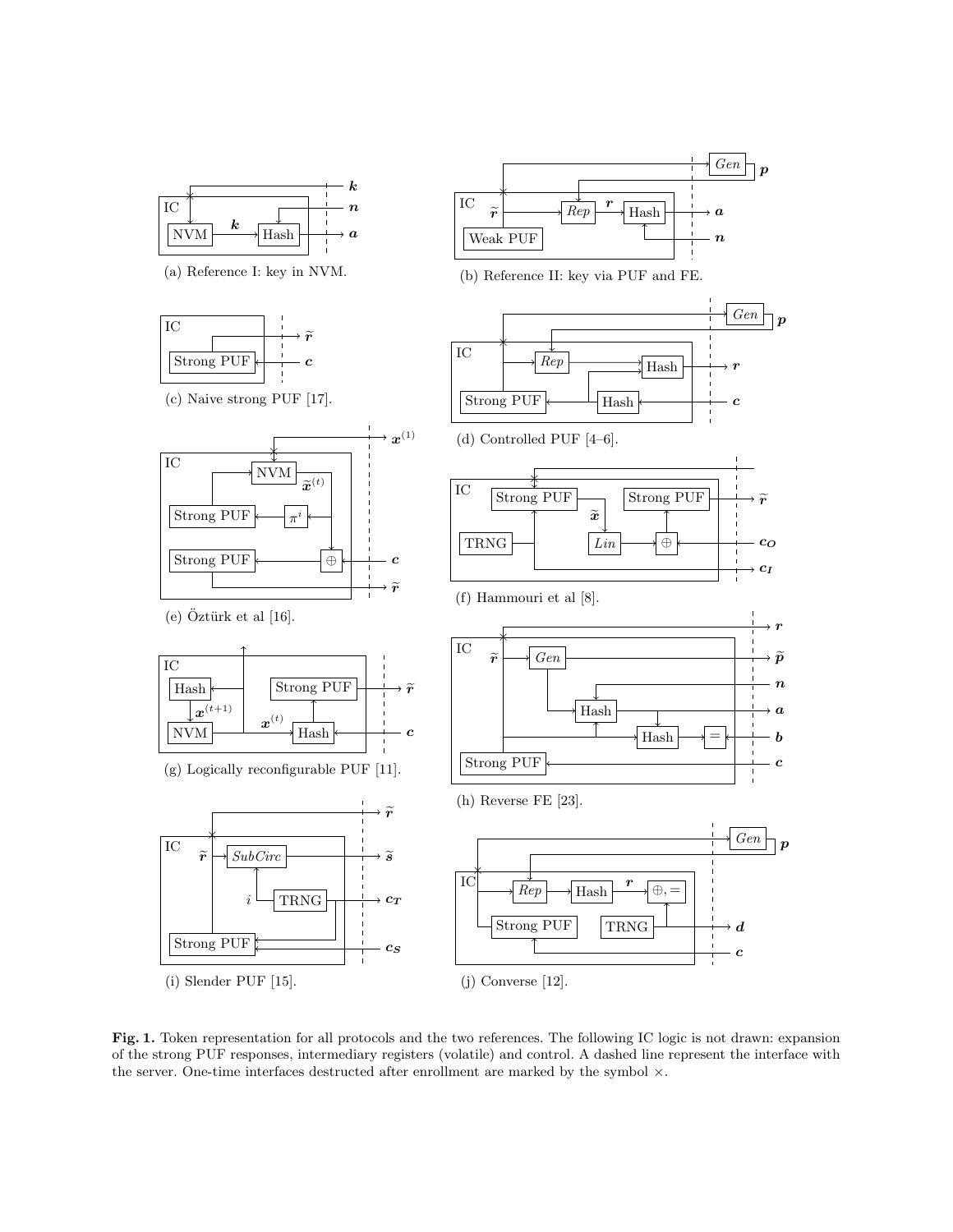(a) Reference I: key in NVM.

(b) Reference II: key via PUF and FE.

(c) Naive strong PUF [17].

(d) Controlled PUF [4–6].

(e) Öztürk et al [16].

(f) Hammouri et al [8].

(g) Logically reconfigurable PUF [11].

(h) Reverse FE [23].

(i) Slender PUF [15].

(j) Converse [12].

**Fig. 1.** Token representation for all protocols and the two references. The following IC logic is not drawn: expansion of the strong PUF responses, intermediary registers (volatile) and control. A dashed line represent the interface with the server. One-time interfaces destructed after enrollment are marked by the symbol $\times$.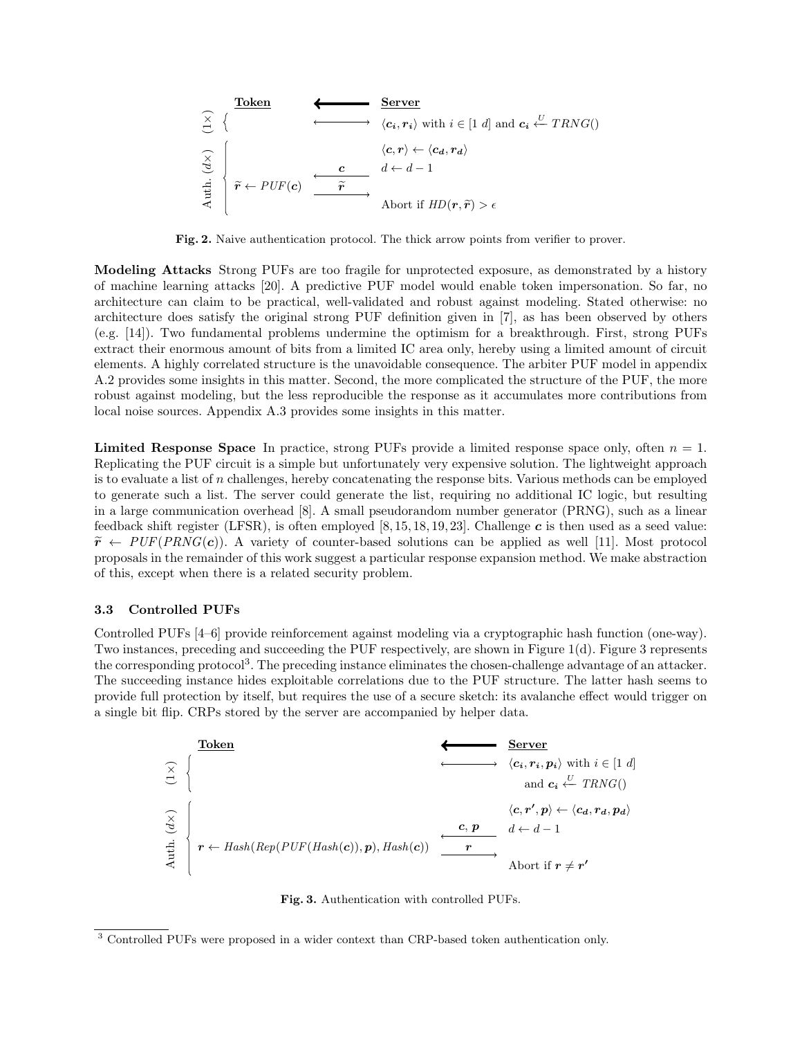| | **Token** | ⟵ | **Server** |
|---|---|---|---|
| $(1\times)$ | | ⟷ | $\langle \boldsymbol{c_i}, \boldsymbol{r_i} \rangle$ with $i \in [1\ d]$ and $\boldsymbol{c_i} \overset{U}{\leftarrow} TRNG()$ |
| Auth. $(d\times)$ | | | $\langle \boldsymbol{c}, \boldsymbol{r} \rangle \leftarrow \langle \boldsymbol{c_d}, \boldsymbol{r_d} \rangle$ |
| | | $\xleftarrow{\ \boldsymbol{c}\ }$ | $d \leftarrow d - 1$ |
| | $\widetilde{\boldsymbol{r}} \leftarrow PUF(\boldsymbol{c})$ | $\xrightarrow{\ \widetilde{\boldsymbol{r}}\ }$ | |
| | | | Abort if $HD(\boldsymbol{r}, \widetilde{\boldsymbol{r}}) > \epsilon$ |

**Fig. 2.** Naive authentication protocol. The thick arrow points from verifier to prover.

**Modeling Attacks** Strong PUFs are too fragile for unprotected exposure, as demonstrated by a history of machine learning attacks [20]. A predictive PUF model would enable token impersonation. So far, no architecture can claim to be practical, well-validated and robust against modeling. Stated otherwise: no architecture does satisfy the original strong PUF definition given in [7], as has been observed by others (e.g. [14]). Two fundamental problems undermine the optimism for a breakthrough. First, strong PUFs extract their enormous amount of bits from a limited IC area only, hereby using a limited amount of circuit elements. A highly correlated structure is the unavoidable consequence. The arbiter PUF model in appendix A.2 provides some insights in this matter. Second, the more complicated the structure of the PUF, the more robust against modeling, but the less reproducible the response as it accumulates more contributions from local noise sources. Appendix A.3 provides some insights in this matter.

**Limited Response Space** In practice, strong PUFs provide a limited response space only, often $n = 1$. Replicating the PUF circuit is a simple but unfortunately very expensive solution. The lightweight approach is to evaluate a list of $n$ challenges, hereby concatenating the response bits. Various methods can be employed to generate such a list. The server could generate the list, requiring no additional IC logic, but resulting in a large communication overhead [8]. A small pseudorandom number generator (PRNG), such as a linear feedback shift register (LFSR), is often employed [8, 15, 18, 19, 23]. Challenge $\boldsymbol{c}$ is then used as a seed value: $\widetilde{\boldsymbol{r}} \leftarrow PUF(PRNG(\boldsymbol{c}))$. A variety of counter-based solutions can be applied as well [11]. Most protocol proposals in the remainder of this work suggest a particular response expansion method. We make abstraction of this, except when there is a related security problem.

### 3.3 Controlled PUFs

Controlled PUFs [4–6] provide reinforcement against modeling via a cryptographic hash function (one-way). Two instances, preceding and succeeding the PUF respectively, are shown in Figure 1(d). Figure 3 represents the corresponding protocol[3]. The preceding instance eliminates the chosen-challenge advantage of an attacker. The succeeding instance hides exploitable correlations due to the PUF structure. The latter hash seems to provide full protection by itself, but requires the use of a secure sketch: its avalanche effect would trigger on a single bit flip. CRPs stored by the server are accompanied by helper data.

| | **Token** | ⟵ | **Server** |
|---|---|---|---|
| $(1\times)$ | | ⟷ | $\langle \boldsymbol{c_i}, \boldsymbol{r_i}, \boldsymbol{p_i} \rangle$ with $i \in [1\ d]$ and $\boldsymbol{c_i} \overset{U}{\leftarrow} TRNG()$ |
| Auth. $(d\times)$ | | | $\langle \boldsymbol{c}, \boldsymbol{r'}, \boldsymbol{p} \rangle \leftarrow \langle \boldsymbol{c_d}, \boldsymbol{r_d}, \boldsymbol{p_d} \rangle$ |
| | | $\xleftarrow{\ \boldsymbol{c},\, \boldsymbol{p}\ }$ | $d \leftarrow d - 1$ |
| | $\boldsymbol{r} \leftarrow Hash(Rep(PUF(Hash(\boldsymbol{c})), \boldsymbol{p}), Hash(\boldsymbol{c}))$ | $\xrightarrow{\ \boldsymbol{r}\ }$ | |
| | | | Abort if $\boldsymbol{r} \neq \boldsymbol{r'}$ |

**Fig. 3.** Authentication with controlled PUFs.

[3] Controlled PUFs were proposed in a wider context than CRP-based token authentication only.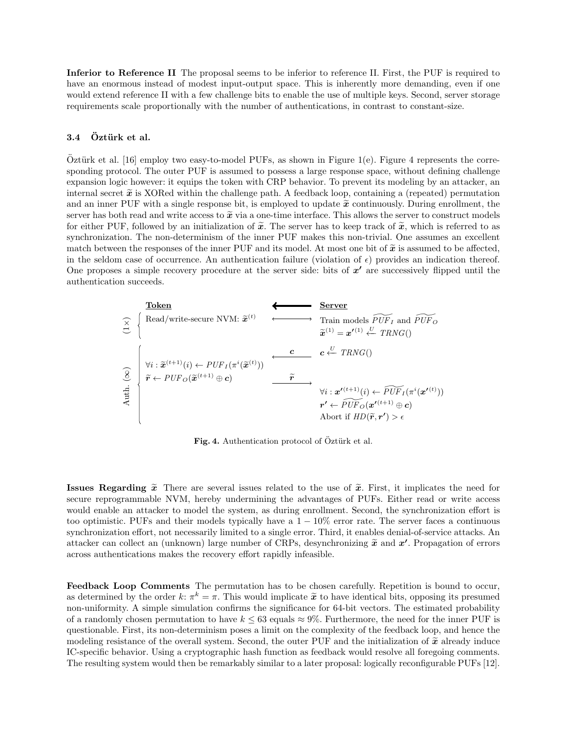**Inferior to Reference II** The proposal seems to be inferior to reference II. First, the PUF is required to have an enormous instead of modest input-output space. This is inherently more demanding, even if one would extend reference II with a few challenge bits to enable the use of multiple keys. Second, server storage requirements scale proportionally with the number of authentications, in contrast to constant-size.

### 3.4 Öztürk et al.

Öztürk et al. [16] employ two easy-to-model PUFs, as shown in Figure 1(e). Figure 4 represents the corresponding protocol. The outer PUF is assumed to possess a large response space, without defining challenge expansion logic however: it equips the token with CRP behavior. To prevent its modeling by an attacker, an internal secret $\widetilde{\boldsymbol{x}}$ is XORed within the challenge path. A feedback loop, containing a (repeated) permutation and an inner PUF with a single response bit, is employed to update $\widetilde{\boldsymbol{x}}$ continuously. During enrollment, the server has both read and write access to $\widetilde{\boldsymbol{x}}$ via a one-time interface. This allows the server to construct models for either PUF, followed by an initialization of $\widetilde{\boldsymbol{x}}$. The server has to keep track of $\widetilde{\boldsymbol{x}}$, which is referred to as synchronization. The non-determinism of the inner PUF makes this non-trivial. One assumes an excellent match between the responses of the inner PUF and its model. At most one bit of $\widetilde{\boldsymbol{x}}$ is assumed to be affected, in the seldom case of occurrence. An authentication failure (violation of $\epsilon$) provides an indication thereof. One proposes a simple recovery procedure at the server side: bits of $\boldsymbol{x'}$ are successively flipped until the authentication succeeds.

| | **Token** | | **Server** |
|---|---|---|---|
| (1×) | Read/write-secure NVM: $\widetilde{\boldsymbol{x}}^{(t)}$ | $\longleftrightarrow$ | Train models $\widetilde{PUF}_I$ and $\widetilde{PUF}_O$ |
| | | | $\widetilde{\boldsymbol{x}}^{(1)} = \boldsymbol{x'}^{(1)} \overset{U}{\leftarrow} TRNG()$ |
| Auth. (∞) | | $\overset{\boldsymbol{c}}{\longleftarrow}$ | $\boldsymbol{c} \overset{U}{\leftarrow} TRNG()$ |
| | $\forall i : \widetilde{\boldsymbol{x}}^{(t+1)}(i) \leftarrow PUF_I(\pi^i(\widetilde{\boldsymbol{x}}^{(t)}))$ | | |
| | $\widetilde{\boldsymbol{r}} \leftarrow PUF_O(\widetilde{\boldsymbol{x}}^{(t+1)} \oplus \boldsymbol{c})$ | $\overset{\widetilde{\boldsymbol{r}}}{\longrightarrow}$ | |
| | | | $\forall i : \boldsymbol{x'}^{(t+1)}(i) \leftarrow \widetilde{PUF}_I(\pi^i(\boldsymbol{x'}^{(t)}))$ |
| | | | $\boldsymbol{r'} \leftarrow \widetilde{PUF}_O(\boldsymbol{x'}^{(t+1)} \oplus \boldsymbol{c})$ |
| | | | Abort if $HD(\widetilde{\boldsymbol{r}}, \boldsymbol{r'}) > \epsilon$ |

**Fig. 4.** Authentication protocol of Öztürk et al.

**Issues Regarding $\widetilde{\boldsymbol{x}}$** There are several issues related to the use of $\widetilde{\boldsymbol{x}}$. First, it implicates the need for secure reprogrammable NVM, hereby undermining the advantages of PUFs. Either read or write access would enable an attacker to model the system, as during enrollment. Second, the synchronization effort is too optimistic. PUFs and their models typically have a $1-10\%$ error rate. The server faces a continuous synchronization effort, not necessarily limited to a single error. Third, it enables denial-of-service attacks. An attacker can collect an (unknown) large number of CRPs, desynchronizing $\widetilde{\boldsymbol{x}}$ and $\boldsymbol{x'}$. Propagation of errors across authentications makes the recovery effort rapidly infeasible.

**Feedback Loop Comments** The permutation has to be chosen carefully. Repetition is bound to occur, as determined by the order $k$: $\pi^k = \pi$. This would implicate $\widetilde{\boldsymbol{x}}$ to have identical bits, opposing its presumed non-uniformity. A simple simulation confirms the significance for 64-bit vectors. The estimated probability of a randomly chosen permutation to have $k \leq 63$ equals $\approx 9\%$. Furthermore, the need for the inner PUF is questionable. First, its non-determinism poses a limit on the complexity of the feedback loop, and hence the modeling resistance of the overall system. Second, the outer PUF and the initialization of $\widetilde{\boldsymbol{x}}$ already induce IC-specific behavior. Using a cryptographic hash function as feedback would resolve all foregoing comments. The resulting system would then be remarkably similar to a later proposal: logically reconfigurable PUFs [12].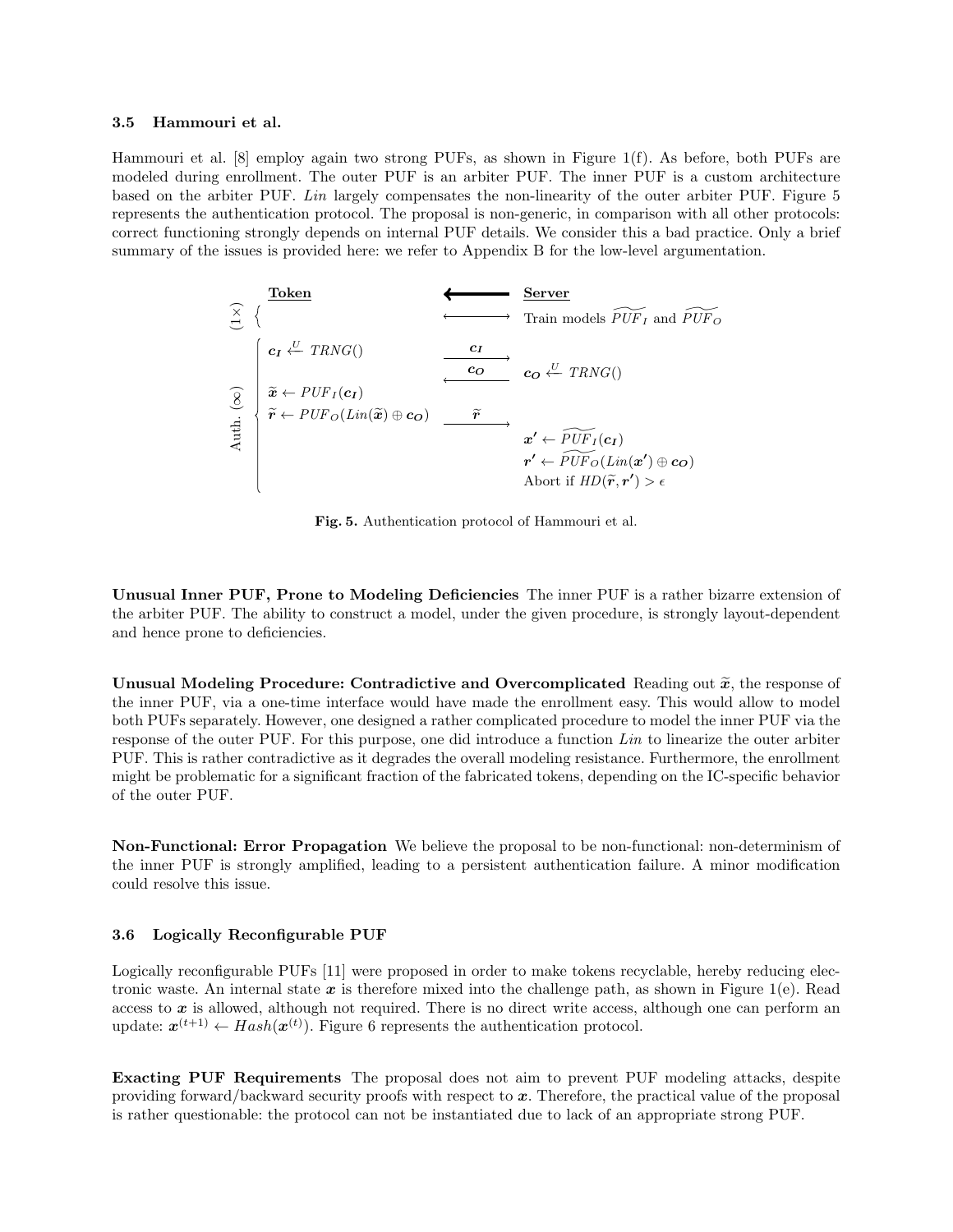### 3.5 Hammouri et al.

Hammouri et al. [8] employ again two strong PUFs, as shown in Figure 1(f). As before, both PUFs are modeled during enrollment. The outer PUF is an arbiter PUF. The inner PUF is a custom architecture based on the arbiter PUF. *Lin* largely compensates the non-linearity of the outer arbiter PUF. Figure 5 represents the authentication protocol. The proposal is non-generic, in comparison with all other protocols: correct functioning strongly depends on internal PUF details. We consider this a bad practice. Only a brief summary of the issues is provided here: we refer to Appendix B for the low-level argumentation.

| | Token | | Server |
|---|---|---|---|
| (1×) | | $\longleftrightarrow$ | Train models $\widetilde{PUF}_I$ and $\widetilde{PUF}_O$ |
| Auth. (∞) | $\boldsymbol{c_I} \xleftarrow{U} TRNG()$ | $\xrightarrow{\boldsymbol{c_I}}$ | |
| | | $\xleftarrow{\boldsymbol{c_O}}$ | $\boldsymbol{c_O} \xleftarrow{U} TRNG()$ |
| | $\widetilde{\boldsymbol{x}} \leftarrow PUF_I(\boldsymbol{c_I})$ | | |
| | $\widetilde{\boldsymbol{r}} \leftarrow PUF_O(Lin(\widetilde{\boldsymbol{x}}) \oplus \boldsymbol{c_O})$ | $\xrightarrow{\widetilde{\boldsymbol{r}}}$ | |
| | | | $\boldsymbol{x'} \leftarrow \widetilde{PUF}_I(\boldsymbol{c_I})$ |
| | | | $\boldsymbol{r'} \leftarrow \widetilde{PUF}_O(Lin(\boldsymbol{x'}) \oplus \boldsymbol{c_O})$ |
| | | | Abort if $HD(\widetilde{\boldsymbol{r}}, \boldsymbol{r'}) > \epsilon$ |

**Fig. 5.** Authentication protocol of Hammouri et al.

**Unusual Inner PUF, Prone to Modeling Deficiencies** The inner PUF is a rather bizarre extension of the arbiter PUF. The ability to construct a model, under the given procedure, is strongly layout-dependent and hence prone to deficiencies.

**Unusual Modeling Procedure: Contradictive and Overcomplicated** Reading out $\widetilde{\boldsymbol{x}}$, the response of the inner PUF, via a one-time interface would have made the enrollment easy. This would allow to model both PUFs separately. However, one designed a rather complicated procedure to model the inner PUF via the response of the outer PUF. For this purpose, one did introduce a function *Lin* to linearize the outer arbiter PUF. This is rather contradictive as it degrades the overall modeling resistance. Furthermore, the enrollment might be problematic for a significant fraction of the fabricated tokens, depending on the IC-specific behavior of the outer PUF.

**Non-Functional: Error Propagation** We believe the proposal to be non-functional: non-determinism of the inner PUF is strongly amplified, leading to a persistent authentication failure. A minor modification could resolve this issue.

### 3.6 Logically Reconfigurable PUF

Logically reconfigurable PUFs [11] were proposed in order to make tokens recyclable, hereby reducing electronic waste. An internal state $\boldsymbol{x}$ is therefore mixed into the challenge path, as shown in Figure 1(e). Read access to $\boldsymbol{x}$ is allowed, although not required. There is no direct write access, although one can perform an update: $\boldsymbol{x}^{(t+1)} \leftarrow Hash(\boldsymbol{x}^{(t)})$. Figure 6 represents the authentication protocol.

**Exacting PUF Requirements** The proposal does not aim to prevent PUF modeling attacks, despite providing forward/backward security proofs with respect to $\boldsymbol{x}$. Therefore, the practical value of the proposal is rather questionable: the protocol can not be instantiated due to lack of an appropriate strong PUF.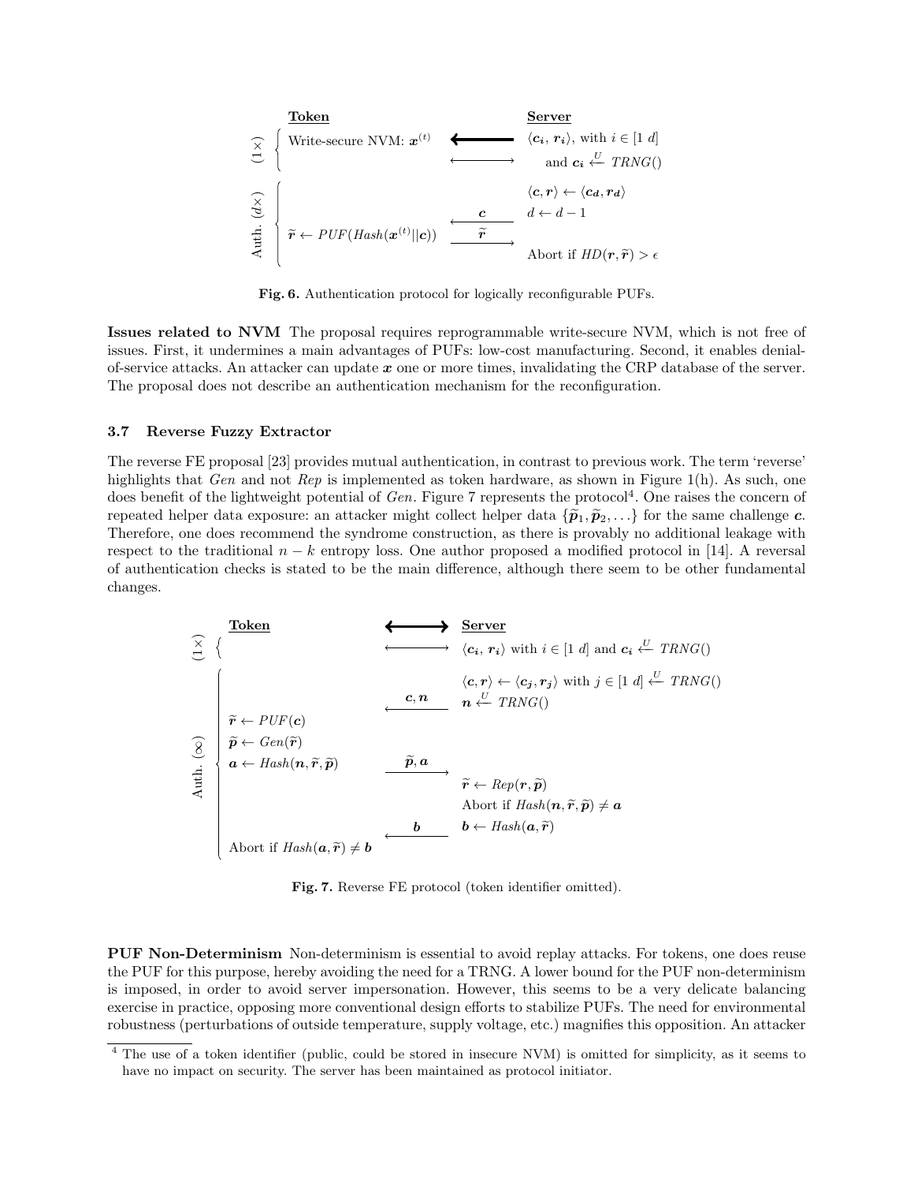**Token** | | **Server**
---|---|---
(1×) Write-secure NVM: $\boldsymbol{x}^{(t)}$ | $\longleftarrow$ | $\langle \boldsymbol{c_i}, \boldsymbol{r_i} \rangle$, with $i \in [1\ d]$ and $\boldsymbol{c_i} \overset{U}{\leftarrow} TRNG()$
Auth. ($d\times$) | $\xleftarrow{\boldsymbol{c}}$ | $\langle \boldsymbol{c}, \boldsymbol{r} \rangle \leftarrow \langle \boldsymbol{c_d}, \boldsymbol{r_d} \rangle$, $d \leftarrow d-1$
$\widetilde{\boldsymbol{r}} \leftarrow PUF(Hash(\boldsymbol{x}^{(t)} \| \boldsymbol{c}))$ | $\xrightarrow{\widetilde{\boldsymbol{r}}}$ | Abort if $HD(\boldsymbol{r}, \widetilde{\boldsymbol{r}}) > \epsilon$

**Fig. 6.** Authentication protocol for logically reconfigurable PUFs.

**Issues related to NVM** The proposal requires reprogrammable write-secure NVM, which is not free of issues. First, it undermines a main advantages of PUFs: low-cost manufacturing. Second, it enables denial-of-service attacks. An attacker can update $\boldsymbol{x}$ one or more times, invalidating the CRP database of the server. The proposal does not describe an authentication mechanism for the reconfiguration.

### 3.7 Reverse Fuzzy Extractor

The reverse FE proposal [23] provides mutual authentication, in contrast to previous work. The term 'reverse' highlights that *Gen* and not *Rep* is implemented as token hardware, as shown in Figure 1(h). As such, one does benefit of the lightweight potential of *Gen*. Figure 7 represents the protocol[4]. One raises the concern of repeated helper data exposure: an attacker might collect helper data $\{\widetilde{\boldsymbol{p}}_1, \widetilde{\boldsymbol{p}}_2, \ldots\}$ for the same challenge $\boldsymbol{c}$. Therefore, one does recommend the syndrome construction, as there is provably no additional leakage with respect to the traditional $n-k$ entropy loss. One author proposed a modified protocol in [14]. A reversal of authentication checks is stated to be the main difference, although there seem to be other fundamental changes.

**Token** | | **Server**
---|---|---
(1×) | $\longleftrightarrow$ | $\langle \boldsymbol{c_i}, \boldsymbol{r_i} \rangle$ with $i \in [1\ d]$ and $\boldsymbol{c_i} \overset{U}{\leftarrow} TRNG()$
Auth. ($\infty$) | $\xleftarrow{\boldsymbol{c}, \boldsymbol{n}}$ | $\langle \boldsymbol{c}, \boldsymbol{r} \rangle \leftarrow \langle \boldsymbol{c_j}, \boldsymbol{r_j} \rangle$ with $j \in [1\ d] \overset{U}{\leftarrow} TRNG()$, $\boldsymbol{n} \overset{U}{\leftarrow} TRNG()$
$\widetilde{\boldsymbol{r}} \leftarrow PUF(\boldsymbol{c})$, $\widetilde{\boldsymbol{p}} \leftarrow Gen(\widetilde{\boldsymbol{r}})$, $\boldsymbol{a} \leftarrow Hash(\boldsymbol{n}, \widetilde{\boldsymbol{r}}, \widetilde{\boldsymbol{p}})$ | $\xrightarrow{\widetilde{\boldsymbol{p}}, \boldsymbol{a}}$ | $\widetilde{\boldsymbol{r}} \leftarrow Rep(\boldsymbol{r}, \widetilde{\boldsymbol{p}})$, Abort if $Hash(\boldsymbol{n}, \widetilde{\boldsymbol{r}}, \widetilde{\boldsymbol{p}}) \neq \boldsymbol{a}$
Abort if $Hash(\boldsymbol{a}, \widetilde{\boldsymbol{r}}) \neq \boldsymbol{b}$ | $\xleftarrow{\boldsymbol{b}}$ | $\boldsymbol{b} \leftarrow Hash(\boldsymbol{a}, \widetilde{\boldsymbol{r}})$

**Fig. 7.** Reverse FE protocol (token identifier omitted).

**PUF Non-Determinism** Non-determinism is essential to avoid replay attacks. For tokens, one does reuse the PUF for this purpose, hereby avoiding the need for a TRNG. A lower bound for the PUF non-determinism is imposed, in order to avoid server impersonation. However, this seems to be a very delicate balancing exercise in practice, opposing more conventional design efforts to stabilize PUFs. The need for environmental robustness (perturbations of outside temperature, supply voltage, etc.) magnifies this opposition. An attacker

[4] The use of a token identifier (public, could be stored in insecure NVM) is omitted for simplicity, as it seems to have no impact on security. The server has been maintained as protocol initiator.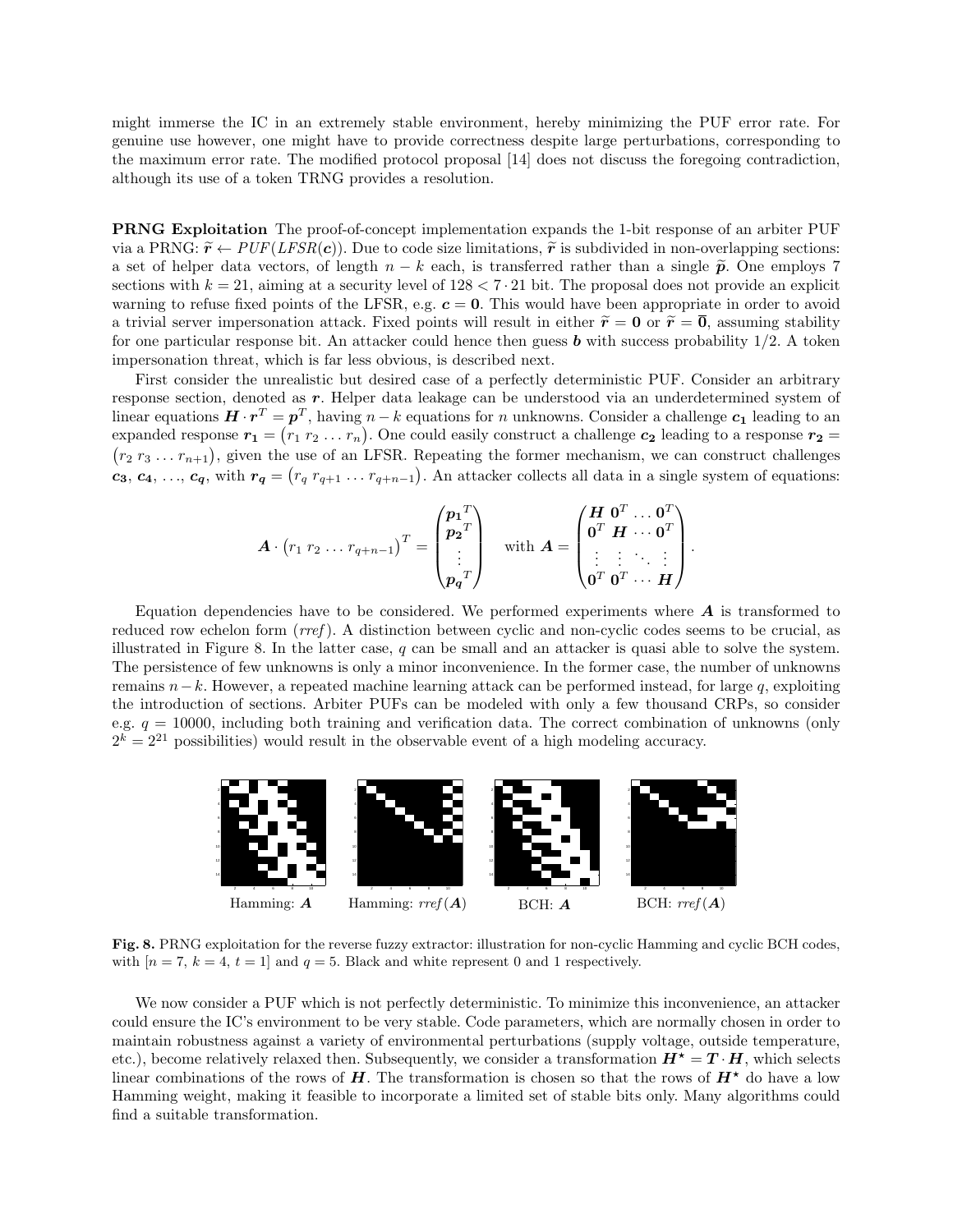might immerse the IC in an extremely stable environment, hereby minimizing the PUF error rate. For genuine use however, one might have to provide correctness despite large perturbations, corresponding to the maximum error rate. The modified protocol proposal [14] does not discuss the foregoing contradiction, although its use of a token TRNG provides a resolution.

**PRNG Exploitation** The proof-of-concept implementation expands the 1-bit response of an arbiter PUF via a PRNG: $\widetilde{\boldsymbol{r}} \leftarrow PUF(LFSR(\boldsymbol{c}))$. Due to code size limitations, $\widetilde{\boldsymbol{r}}$ is subdivided in non-overlapping sections: a set of helper data vectors, of length $n-k$ each, is transferred rather than a single $\widetilde{\boldsymbol{p}}$. One employs 7 sections with $k=21$, aiming at a security level of $128 < 7 \cdot 21$ bit. The proposal does not provide an explicit warning to refuse fixed points of the LFSR, e.g. $\boldsymbol{c} = \boldsymbol{0}$. This would have been appropriate in order to avoid a trivial server impersonation attack. Fixed points will result in either $\widetilde{\boldsymbol{r}} = \boldsymbol{0}$ or $\widetilde{\boldsymbol{r}} = \overline{\boldsymbol{0}}$, assuming stability for one particular response bit. An attacker could hence then guess $\boldsymbol{b}$ with success probability $1/2$. A token impersonation threat, which is far less obvious, is described next.

First consider the unrealistic but desired case of a perfectly deterministic PUF. Consider an arbitrary response section, denoted as $\boldsymbol{r}$. Helper data leakage can be understood via an underdetermined system of linear equations $\boldsymbol{H} \cdot \boldsymbol{r}^T = \boldsymbol{p}^T$, having $n-k$ equations for $n$ unknowns. Consider a challenge $\boldsymbol{c_1}$ leading to an expanded response $\boldsymbol{r_1} = \begin{pmatrix} r_1 \; r_2 \; \ldots \; r_n \end{pmatrix}$. One could easily construct a challenge $\boldsymbol{c_2}$ leading to a response $\boldsymbol{r_2} = \begin{pmatrix} r_2 \; r_3 \; \ldots \; r_{n+1} \end{pmatrix}$, given the use of an LFSR. Repeating the former mechanism, we can construct challenges $\boldsymbol{c_3}, \boldsymbol{c_4}, \ldots, \boldsymbol{c_q}$, with $\boldsymbol{r_q} = \begin{pmatrix} r_q \; r_{q+1} \; \ldots \; r_{q+n-1} \end{pmatrix}$. An attacker collects all data in a single system of equations:

$$\boldsymbol{A} \cdot \begin{pmatrix} r_1 \; r_2 \; \ldots \; r_{q+n-1} \end{pmatrix}^T = \begin{pmatrix} \boldsymbol{p_1}^T \\ \boldsymbol{p_2}^T \\ \vdots \\ \boldsymbol{p_q}^T \end{pmatrix} \quad \text{with } \boldsymbol{A} = \begin{pmatrix} \boldsymbol{H} \; \boldsymbol{0}^T \ldots \boldsymbol{0}^T \\ \boldsymbol{0}^T \; \boldsymbol{H} \cdots \boldsymbol{0}^T \\ \vdots \quad \vdots \quad \ddots \quad \vdots \\ \boldsymbol{0}^T \; \boldsymbol{0}^T \cdots \boldsymbol{H} \end{pmatrix}.$$

Equation dependencies have to be considered. We performed experiments where $\boldsymbol{A}$ is transformed to reduced row echelon form (*rref*). A distinction between cyclic and non-cyclic codes seems to be crucial, as illustrated in Figure 8. In the latter case, $q$ can be small and an attacker is quasi able to solve the system. The persistence of few unknowns is only a minor inconvenience. In the former case, the number of unknowns remains $n-k$. However, a repeated machine learning attack can be performed instead, for large $q$, exploiting the introduction of sections. Arbiter PUFs can be modeled with only a few thousand CRPs, so consider e.g. $q = 10000$, including both training and verification data. The correct combination of unknowns (only $2^k = 2^{21}$ possibilities) would result in the observable event of a high modeling accuracy.

Hamming: $\boldsymbol{A}$ — Hamming: $rref(\boldsymbol{A})$ — BCH: $\boldsymbol{A}$ — BCH: $rref(\boldsymbol{A})$

**Fig. 8.** PRNG exploitation for the reverse fuzzy extractor: illustration for non-cyclic Hamming and cyclic BCH codes, with $[n=7,\, k=4,\, t=1]$ and $q=5$. Black and white represent 0 and 1 respectively.

We now consider a PUF which is not perfectly deterministic. To minimize this inconvenience, an attacker could ensure the IC's environment to be very stable. Code parameters, which are normally chosen in order to maintain robustness against a variety of environmental perturbations (supply voltage, outside temperature, etc.), become relatively relaxed then. Subsequently, we consider a transformation $\boldsymbol{H}^\star = \boldsymbol{T} \cdot \boldsymbol{H}$, which selects linear combinations of the rows of $\boldsymbol{H}$. The transformation is chosen so that the rows of $\boldsymbol{H}^\star$ do have a low Hamming weight, making it feasible to incorporate a limited set of stable bits only. Many algorithms could find a suitable transformation.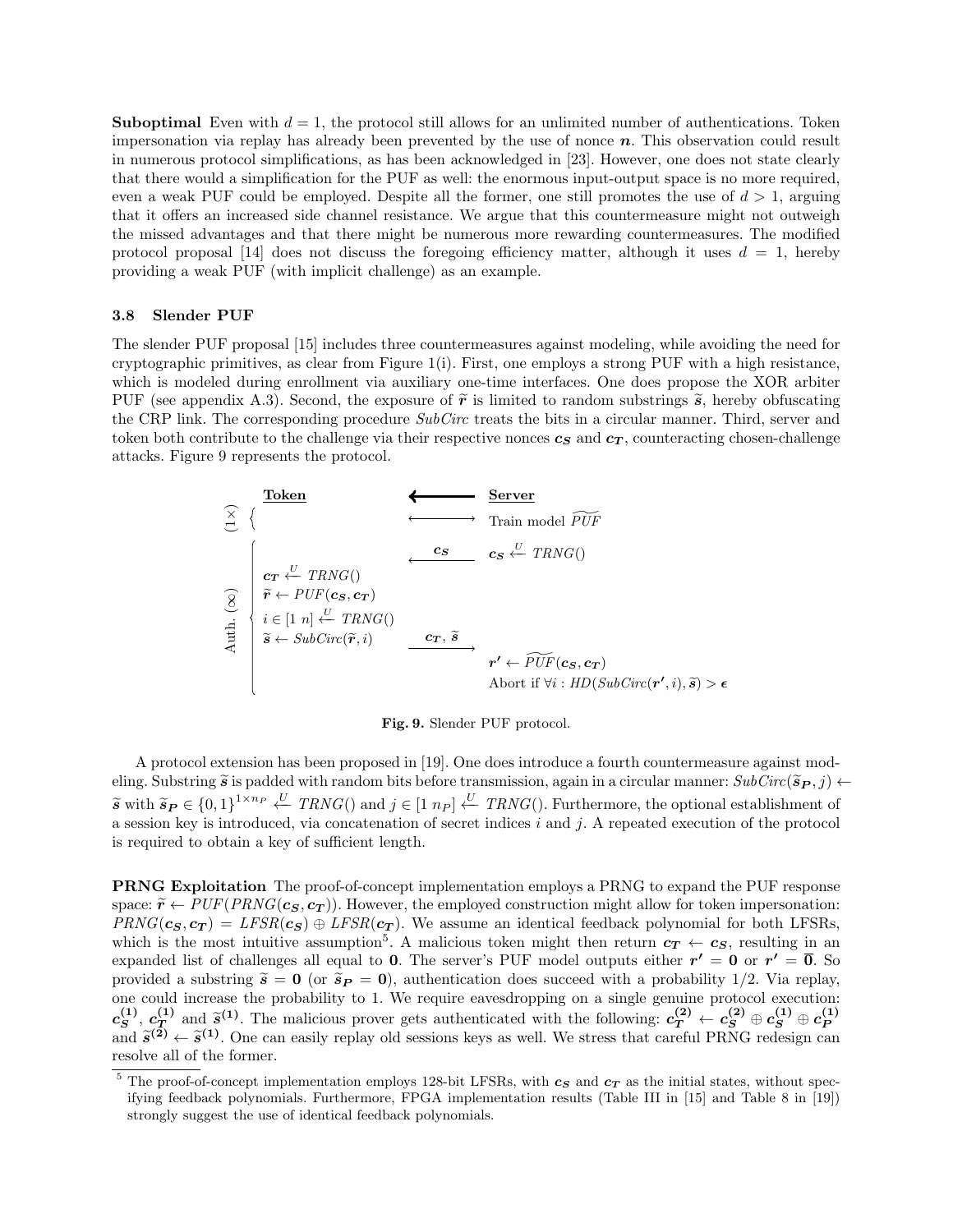**Suboptimal** Even with $d = 1$, the protocol still allows for an unlimited number of authentications. Token impersonation via replay has already been prevented by the use of nonce $\boldsymbol{n}$. This observation could result in numerous protocol simplifications, as has been acknowledged in [23]. However, one does not state clearly that there would a simplification for the PUF as well: the enormous input-output space is no more required, even a weak PUF could be employed. Despite all the former, one still promotes the use of $d > 1$, arguing that it offers an increased side channel resistance. We argue that this countermeasure might not outweigh the missed advantages and that there might be numerous more rewarding countermeasures. The modified protocol proposal [14] does not discuss the foregoing efficiency matter, although it uses $d = 1$, hereby providing a weak PUF (with implicit challenge) as an example.

### 3.8 Slender PUF

The slender PUF proposal [15] includes three countermeasures against modeling, while avoiding the need for cryptographic primitives, as clear from Figure 1(i). First, one employs a strong PUF with a high resistance, which is modeled during enrollment via auxiliary one-time interfaces. One does propose the XOR arbiter PUF (see appendix A.3). Second, the exposure of $\widetilde{\boldsymbol{r}}$ is limited to random substrings $\widetilde{\boldsymbol{s}}$, hereby obfuscating the CRP link. The corresponding procedure *SubCirc* treats the bits in a circular manner. Third, server and token both contribute to the challenge via their respective nonces $\boldsymbol{c_S}$ and $\boldsymbol{c_T}$, counteracting chosen-challenge attacks. Figure 9 represents the protocol.

| | **Token** | | **Server** |
|---|---|---|---|
| $(1\times)$ | | $\longleftrightarrow$ | Train model $\widetilde{PUF}$ |
| Auth. $(\infty)$ | | $\xleftarrow{\boldsymbol{c_S}}$ | $\boldsymbol{c_S} \stackrel{U}{\leftarrow} TRNG()$ |
| | $\boldsymbol{c_T} \stackrel{U}{\leftarrow} TRNG()$ | | |
| | $\widetilde{\boldsymbol{r}} \leftarrow PUF(\boldsymbol{c_S}, \boldsymbol{c_T})$ | | |
| | $i \in [1\ n] \stackrel{U}{\leftarrow} TRNG()$ | | |
| | $\widetilde{\boldsymbol{s}} \leftarrow SubCirc(\widetilde{\boldsymbol{r}}, i)$ | $\xrightarrow{\boldsymbol{c_T},\ \widetilde{\boldsymbol{s}}}$ | |
| | | | $\boldsymbol{r'} \leftarrow \widetilde{PUF}(\boldsymbol{c_S}, \boldsymbol{c_T})$ |
| | | | Abort if $\forall i : HD(SubCirc(\boldsymbol{r'}, i), \widetilde{\boldsymbol{s}}) > \boldsymbol{\epsilon}$ |

**Fig. 9.** Slender PUF protocol.

A protocol extension has been proposed in [19]. One does introduce a fourth countermeasure against modeling. Substring $\widetilde{\boldsymbol{s}}$ is padded with random bits before transmission, again in a circular manner: $SubCirc(\widetilde{\boldsymbol{s}}_{\boldsymbol{P}}, j) \leftarrow \widetilde{\boldsymbol{s}}$ with $\widetilde{\boldsymbol{s}}_{\boldsymbol{P}} \in \{0,1\}^{1 \times n_P} \stackrel{U}{\leftarrow} TRNG()$ and $j \in [1\ n_P] \stackrel{U}{\leftarrow} TRNG()$. Furthermore, the optional establishment of a session key is introduced, via concatenation of secret indices $i$ and $j$. A repeated execution of the protocol is required to obtain a key of sufficient length.

**PRNG Exploitation** The proof-of-concept implementation employs a PRNG to expand the PUF response space: $\widetilde{\boldsymbol{r}} \leftarrow PUF(PRNG(\boldsymbol{c_S}, \boldsymbol{c_T}))$. However, the employed construction might allow for token impersonation: $PRNG(\boldsymbol{c_S}, \boldsymbol{c_T}) = LFSR(\boldsymbol{c_S}) \oplus LFSR(\boldsymbol{c_T})$. We assume an identical feedback polynomial for both LFSRs, which is the most intuitive assumption[5]. A malicious token might then return $\boldsymbol{c_T} \leftarrow \boldsymbol{c_S}$, resulting in an expanded list of challenges all equal to $\boldsymbol{0}$. The server's PUF model outputs either $\boldsymbol{r'} = \boldsymbol{0}$ or $\boldsymbol{r'} = \overline{\boldsymbol{0}}$. So provided a substring $\widetilde{\boldsymbol{s}} = \boldsymbol{0}$ (or $\widetilde{\boldsymbol{s}}_{\boldsymbol{P}} = \boldsymbol{0}$), authentication does succeed with a probability 1/2. Via replay, one could increase the probability to 1. We require eavesdropping on a single genuine protocol execution: $\boldsymbol{c_S^{(1)}}$, $\boldsymbol{c_T^{(1)}}$ and $\widetilde{\boldsymbol{s}}^{\boldsymbol{(1)}}$. The malicious prover gets authenticated with the following: $\boldsymbol{c_T^{(2)}} \leftarrow \boldsymbol{c_S^{(2)}} \oplus \boldsymbol{c_S^{(1)}} \oplus \boldsymbol{c_P^{(1)}}$ and $\widetilde{\boldsymbol{s}}^{\boldsymbol{(2)}} \leftarrow \widetilde{\boldsymbol{s}}^{\boldsymbol{(1)}}$. One can easily replay old sessions keys as well. We stress that careful PRNG redesign can resolve all of the former.

[5] The proof-of-concept implementation employs 128-bit LFSRs, with $\boldsymbol{c_S}$ and $\boldsymbol{c_T}$ as the initial states, without specifying feedback polynomials. Furthermore, FPGA implementation results (Table III in [15] and Table 8 in [19]) strongly suggest the use of identical feedback polynomials.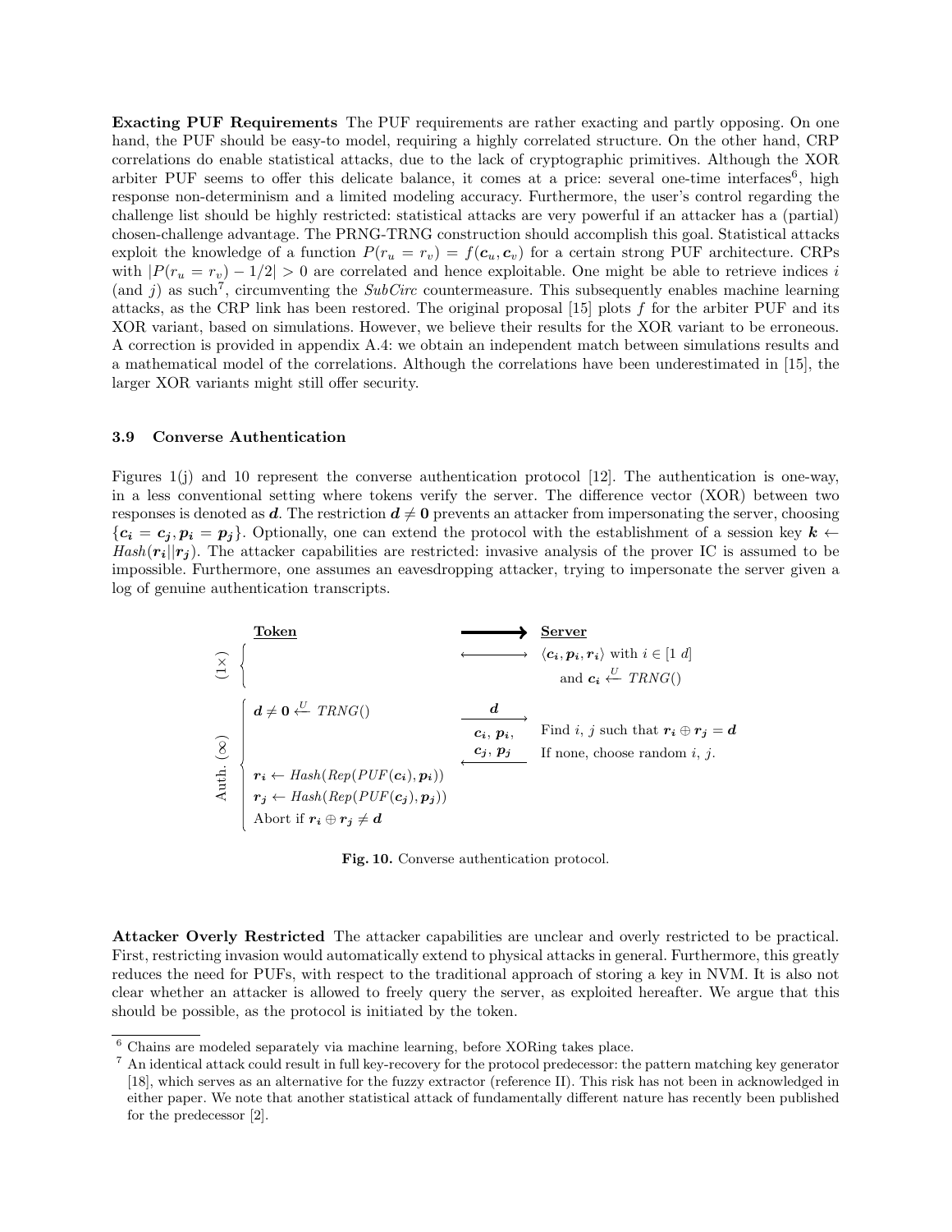**Exacting PUF Requirements** The PUF requirements are rather exacting and partly opposing. On one hand, the PUF should be easy-to model, requiring a highly correlated structure. On the other hand, CRP correlations do enable statistical attacks, due to the lack of cryptographic primitives. Although the XOR arbiter PUF seems to offer this delicate balance, it comes at a price: several one-time interfaces[6], high response non-determinism and a limited modeling accuracy. Furthermore, the user's control regarding the challenge list should be highly restricted: statistical attacks are very powerful if an attacker has a (partial) chosen-challenge advantage. The PRNG-TRNG construction should accomplish this goal. Statistical attacks exploit the knowledge of a function $P(r_u = r_v) = f(\boldsymbol{c}_u, \boldsymbol{c}_v)$ for a certain strong PUF architecture. CRPs with $|P(r_u = r_v) - 1/2| > 0$ are correlated and hence exploitable. One might be able to retrieve indices $i$ (and $j$) as such[7], circumventing the *SubCirc* countermeasure. This subsequently enables machine learning attacks, as the CRP link has been restored. The original proposal [15] plots $f$ for the arbiter PUF and its XOR variant, based on simulations. However, we believe their results for the XOR variant to be erroneous. A correction is provided in appendix A.4: we obtain an independent match between simulations results and a mathematical model of the correlations. Although the correlations have been underestimated in [15], the larger XOR variants might still offer security.

### 3.9 Converse Authentication

Figures 1(j) and 10 represent the converse authentication protocol [12]. The authentication is one-way, in a less conventional setting where tokens verify the server. The difference vector (XOR) between two responses is denoted as $\boldsymbol{d}$. The restriction $\boldsymbol{d} \neq \boldsymbol{0}$ prevents an attacker from impersonating the server, choosing $\{\boldsymbol{c_i} = \boldsymbol{c_j}, \boldsymbol{p_i} = \boldsymbol{p_j}\}$. Optionally, one can extend the protocol with the establishment of a session key $\boldsymbol{k} \leftarrow Hash(\boldsymbol{r_i} || \boldsymbol{r_j})$. The attacker capabilities are restricted: invasive analysis of the prover IC is assumed to be impossible. Furthermore, one assumes an eavesdropping attacker, trying to impersonate the server given a log of genuine authentication transcripts.

| | Token | | Server |
|---|---|---|---|
| (1×) | | ⟵⟶ | $\langle \boldsymbol{c_i}, \boldsymbol{p_i}, \boldsymbol{r_i} \rangle$ with $i \in [1\ d]$ and $\boldsymbol{c_i} \xleftarrow{U} TRNG()$ |
| Auth. (∞) | $\boldsymbol{d} \neq \boldsymbol{0} \xleftarrow{U} TRNG()$ | $\boldsymbol{d}$ ⟶ | Find $i$, $j$ such that $\boldsymbol{r_i} \oplus \boldsymbol{r_j} = \boldsymbol{d}$. If none, choose random $i$, $j$. |
| | | ⟵ $\boldsymbol{c_i}$, $\boldsymbol{p_i}$, $\boldsymbol{c_j}$, $\boldsymbol{p_j}$ | |
| | $\boldsymbol{r_i} \leftarrow Hash(Rep(PUF(\boldsymbol{c_i}), \boldsymbol{p_i}))$ <br> $\boldsymbol{r_j} \leftarrow Hash(Rep(PUF(\boldsymbol{c_j}), \boldsymbol{p_j}))$ <br> Abort if $\boldsymbol{r_i} \oplus \boldsymbol{r_j} \neq \boldsymbol{d}$ | | |

**Fig. 10.** Converse authentication protocol.

**Attacker Overly Restricted** The attacker capabilities are unclear and overly restricted to be practical. First, restricting invasion would automatically extend to physical attacks in general. Furthermore, this greatly reduces the need for PUFs, with respect to the traditional approach of storing a key in NVM. It is also not clear whether an attacker is allowed to freely query the server, as exploited hereafter. We argue that this should be possible, as the protocol is initiated by the token.

[6] Chains are modeled separately via machine learning, before XORing takes place.

[7] An identical attack could result in full key-recovery for the protocol predecessor: the pattern matching key generator [18], which serves as an alternative for the fuzzy extractor (reference II). This risk has not been in acknowledged in either paper. We note that another statistical attack of fundamentally different nature has recently been published for the predecessor [2].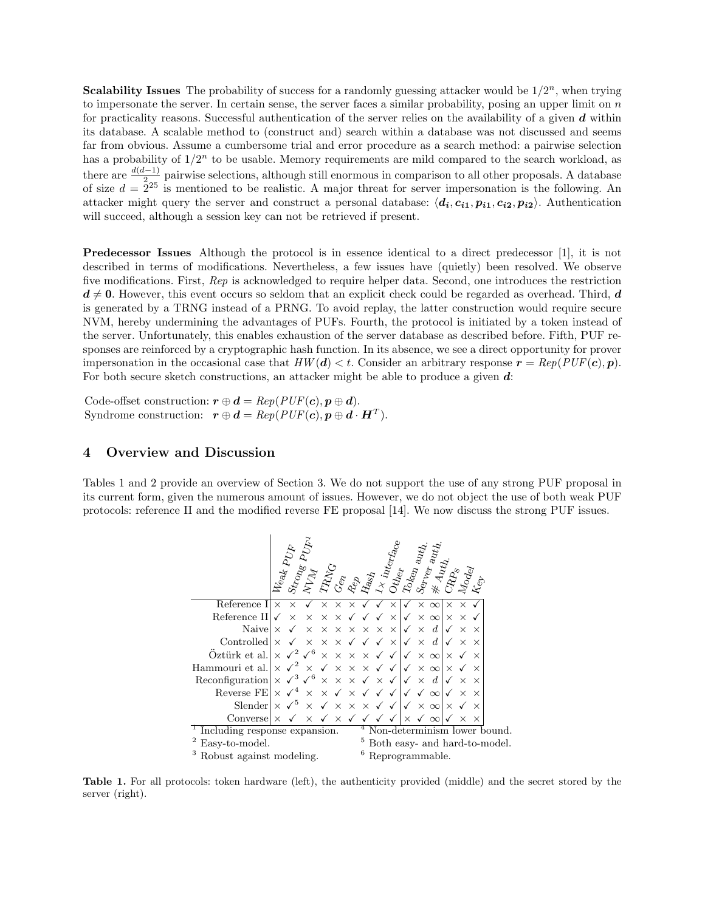**Scalability Issues** The probability of success for a randomly guessing attacker would be $1/2^n$, when trying to impersonate the server. In certain sense, the server faces a similar probability, posing an upper limit on $n$ for practicality reasons. Successful authentication of the server relies on the availability of a given $\boldsymbol{d}$ within its database. A scalable method to (construct and) search within a database was not discussed and seems far from obvious. Assume a cumbersome trial and error procedure as a search method: a pairwise selection has a probability of $1/2^n$ to be usable. Memory requirements are mild compared to the search workload, as there are $\frac{d(d-1)}{2}$ pairwise selections, although still enormous in comparison to all other proposals. A database of size $d = 2^{25}$ is mentioned to be realistic. A major threat for server impersonation is the following. An attacker might query the server and construct a personal database: $\langle \boldsymbol{d_i}, \boldsymbol{c_{i1}}, \boldsymbol{p_{i1}}, \boldsymbol{c_{i2}}, \boldsymbol{p_{i2}} \rangle$. Authentication will succeed, although a session key can not be retrieved if present.

**Predecessor Issues** Although the protocol is in essence identical to a direct predecessor [1], it is not described in terms of modifications. Nevertheless, a few issues have (quietly) been resolved. We observe five modifications. First, *Rep* is acknowledged to require helper data. Second, one introduces the restriction $\boldsymbol{d} \neq \boldsymbol{0}$. However, this event occurs so seldom that an explicit check could be regarded as overhead. Third, $\boldsymbol{d}$ is generated by a TRNG instead of a PRNG. To avoid replay, the latter construction would require secure NVM, hereby undermining the advantages of PUFs. Fourth, the protocol is initiated by a token instead of the server. Unfortunately, this enables exhaustion of the server database as described before. Fifth, PUF responses are reinforced by a cryptographic hash function. In its absence, we see a direct opportunity for prover impersonation in the occasional case that $HW(\boldsymbol{d}) < t$. Consider an arbitrary response $\boldsymbol{r} = Rep(PUF(\boldsymbol{c}), \boldsymbol{p})$. For both secure sketch constructions, an attacker might be able to produce a given $\boldsymbol{d}$:

Code-offset construction: $\boldsymbol{r} \oplus \boldsymbol{d} = Rep(PUF(\boldsymbol{c}), \boldsymbol{p} \oplus \boldsymbol{d})$.
Syndrome construction: $\boldsymbol{r} \oplus \boldsymbol{d} = Rep(PUF(\boldsymbol{c}), \boldsymbol{p} \oplus \boldsymbol{d} \cdot \boldsymbol{H}^T)$.

## 4 Overview and Discussion

Tables 1 and 2 provide an overview of Section 3. We do not support the use of any strong PUF proposal in its current form, given the numerous amount of issues. However, we do not object the use of both weak PUF protocols: reference II and the modified reverse FE proposal [14]. We now discuss the strong PUF issues.

| | Weak PUF | Strong PUF[1] | NVM | TRNG | Gen | Rep | Hash | 1× interface | Other | Token auth. | Server auth. | # Auth. | CRPs | Model | Key |
|---|---|---|---|---|---|---|---|---|---|---|---|---|---|---|---|
| Reference I | × | × | ✓ | × | × | × | ✓ | ✓ | × | ✓ | × | ∞ | × | × | ✓ |
| Reference II | ✓ | × | × | × | × | ✓ | ✓ | ✓ | × | ✓ | × | ∞ | × | × | ✓ |
| Naive | × | ✓ | × | × | × | × | × | × | × | ✓ | × | $d$ | ✓ | × | × |
| Controlled | × | ✓ | × | × | × | ✓ | ✓ | ✓ | × | ✓ | × | $d$ | ✓ | × | × |
| Öztürk et al. | × | ✓[2] | ✓[6] | × | × | × | × | ✓ | ✓ | ✓ | × | ∞ | × | ✓ | × |
| Hammouri et al. | × | ✓[2] | × | ✓ | × | × | × | ✓ | ✓ | ✓ | × | ∞ | × | ✓ | × |
| Reconfiguration | × | ✓[3] | ✓[6] | × | × | × | ✓ | × | ✓ | ✓ | × | $d$ | ✓ | × | × |
| Reverse FE | × | ✓[4] | × | × | ✓ | × | ✓ | ✓ | ✓ | ✓ | ✓ | ∞ | ✓ | × | × |
| Slender | × | ✓[5] | × | ✓ | × | × | × | ✓ | ✓ | ✓ | × | ∞ | × | ✓ | × |
| Converse | × | ✓ | × | ✓ | × | ✓ | ✓ | ✓ | ✓ | × | ✓ | ∞ | ✓ | × | × |

[1] Including response expansion.
[2] Easy-to-model.
[3] Robust against modeling.
[4] Non-determinism lower bound.
[5] Both easy- and hard-to-model.
[6] Reprogrammable.

**Table 1.** For all protocols: token hardware (left), the authenticity provided (middle) and the secret stored by the server (right).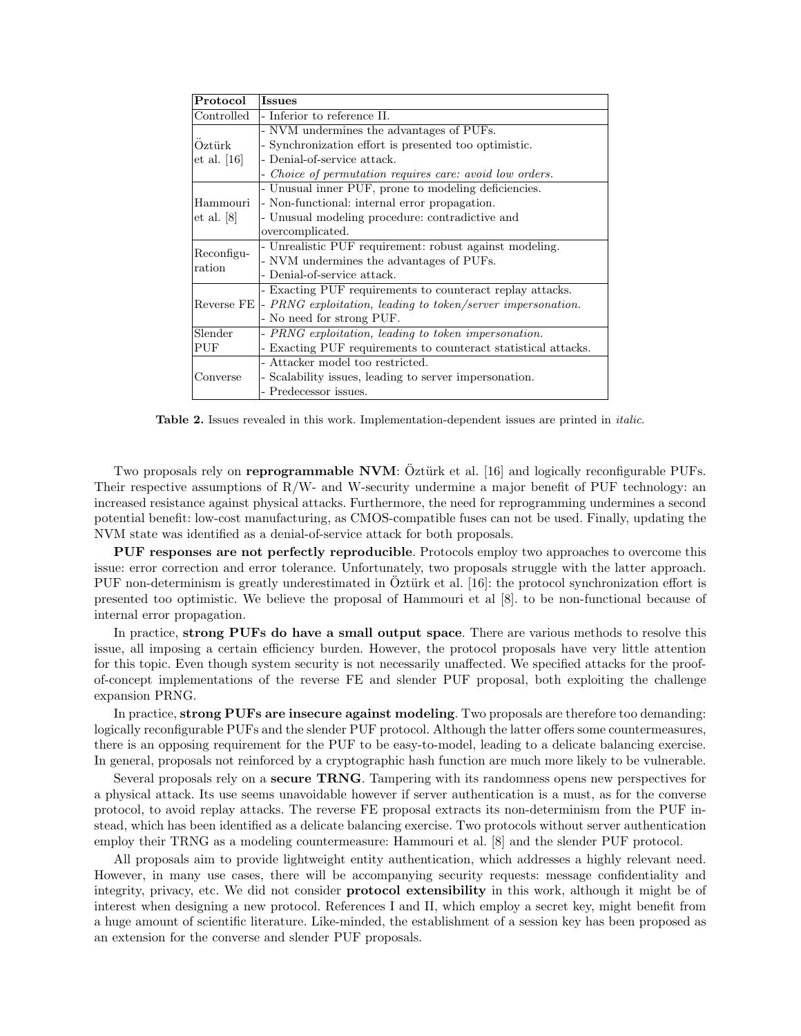| Protocol | Issues |
|---|---|
| Controlled | - Inferior to reference II. |
| Öztürk et al. [16] | - NVM undermines the advantages of PUFs.<br>- Synchronization effort is presented too optimistic.<br>- Denial-of-service attack.<br>- *Choice of permutation requires care: avoid low orders.* |
| Hammouri et al. [8] | - Unusual inner PUF, prone to modeling deficiencies.<br>- Non-functional: internal error propagation.<br>- Unusual modeling procedure: contradictive and overcomplicated. |
| Reconfiguration | - Unrealistic PUF requirement: robust against modeling.<br>- NVM undermines the advantages of PUFs.<br>- Denial-of-service attack. |
| Reverse FE | - Exacting PUF requirements to counteract replay attacks.<br>- *PRNG exploitation, leading to token/server impersonation.*<br>- No need for strong PUF. |
| Slender PUF | - *PRNG exploitation, leading to token impersonation.*<br>- Exacting PUF requirements to counteract statistical attacks. |
| Converse | - Attacker model too restricted.<br>- Scalability issues, leading to server impersonation.<br>- Predecessor issues. |

**Table 2.** Issues revealed in this work. Implementation-dependent issues are printed in *italic*.

Two proposals rely on **reprogrammable NVM**: Öztürk et al. [16] and logically reconfigurable PUFs. Their respective assumptions of R/W- and W-security undermine a major benefit of PUF technology: an increased resistance against physical attacks. Furthermore, the need for reprogramming undermines a second potential benefit: low-cost manufacturing, as CMOS-compatible fuses can not be used. Finally, updating the NVM state was identified as a denial-of-service attack for both proposals.

**PUF responses are not perfectly reproducible**. Protocols employ two approaches to overcome this issue: error correction and error tolerance. Unfortunately, two proposals struggle with the latter approach. PUF non-determinism is greatly underestimated in Öztürk et al. [16]: the protocol synchronization effort is presented too optimistic. We believe the proposal of Hammouri et al [8]. to be non-functional because of internal error propagation.

In practice, **strong PUFs do have a small output space**. There are various methods to resolve this issue, all imposing a certain efficiency burden. However, the protocol proposals have very little attention for this topic. Even though system security is not necessarily unaffected. We specified attacks for the proof-of-concept implementations of the reverse FE and slender PUF proposal, both exploiting the challenge expansion PRNG.

In practice, **strong PUFs are insecure against modeling**. Two proposals are therefore too demanding: logically reconfigurable PUFs and the slender PUF protocol. Although the latter offers some countermeasures, there is an opposing requirement for the PUF to be easy-to-model, leading to a delicate balancing exercise. In general, proposals not reinforced by a cryptographic hash function are much more likely to be vulnerable.

Several proposals rely on a **secure TRNG**. Tampering with its randomness opens new perspectives for a physical attack. Its use seems unavoidable however if server authentication is a must, as for the converse protocol, to avoid replay attacks. The reverse FE proposal extracts its non-determinism from the PUF instead, which has been identified as a delicate balancing exercise. Two protocols without server authentication employ their TRNG as a modeling countermeasure: Hammouri et al. [8] and the slender PUF protocol.

All proposals aim to provide lightweight entity authentication, which addresses a highly relevant need. However, in many use cases, there will be accompanying security requests: message confidentiality and integrity, privacy, etc. We did not consider **protocol extensibility** in this work, although it might be of interest when designing a new protocol. References I and II, which employ a secret key, might benefit from a huge amount of scientific literature. Like-minded, the establishment of a session key has been proposed as an extension for the converse and slender PUF proposals.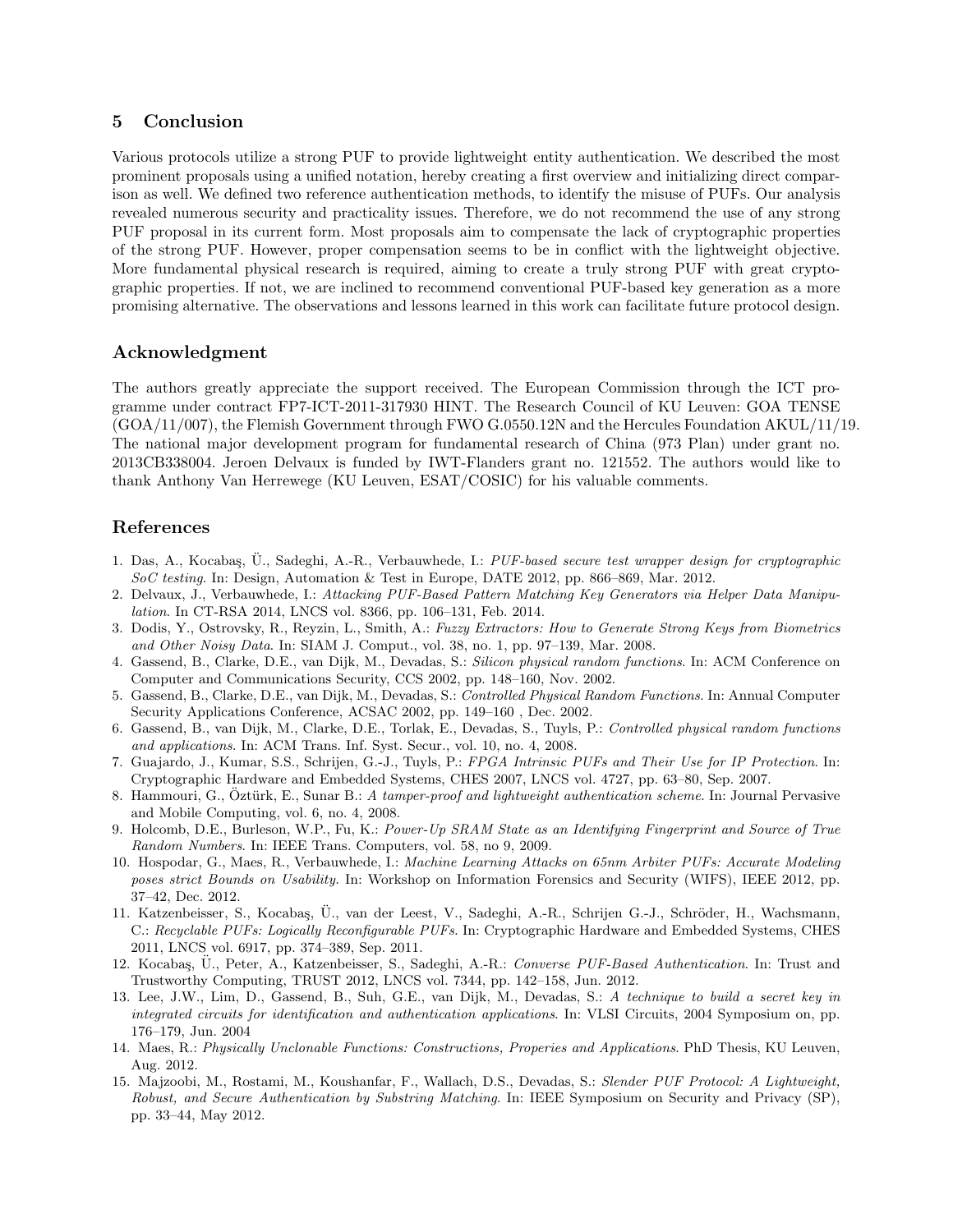## 5 Conclusion

Various protocols utilize a strong PUF to provide lightweight entity authentication. We described the most prominent proposals using a unified notation, hereby creating a first overview and initializing direct comparison as well. We defined two reference authentication methods, to identify the misuse of PUFs. Our analysis revealed numerous security and practicality issues. Therefore, we do not recommend the use of any strong PUF proposal in its current form. Most proposals aim to compensate the lack of cryptographic properties of the strong PUF. However, proper compensation seems to be in conflict with the lightweight objective. More fundamental physical research is required, aiming to create a truly strong PUF with great cryptographic properties. If not, we are inclined to recommend conventional PUF-based key generation as a more promising alternative. The observations and lessons learned in this work can facilitate future protocol design.

## Acknowledgment

The authors greatly appreciate the support received. The European Commission through the ICT programme under contract FP7-ICT-2011-317930 HINT. The Research Council of KU Leuven: GOA TENSE (GOA/11/007), the Flemish Government through FWO G.0550.12N and the Hercules Foundation AKUL/11/19. The national major development program for fundamental research of China (973 Plan) under grant no. 2013CB338004. Jeroen Delvaux is funded by IWT-Flanders grant no. 121552. The authors would like to thank Anthony Van Herrewege (KU Leuven, ESAT/COSIC) for his valuable comments.

## References

1. Das, A., Kocabaş, Ü., Sadeghi, A.-R., Verbauwhede, I.: *PUF-based secure test wrapper design for cryptographic SoC testing*. In: Design, Automation & Test in Europe, DATE 2012, pp. 866–869, Mar. 2012.
2. Delvaux, J., Verbauwhede, I.: *Attacking PUF-Based Pattern Matching Key Generators via Helper Data Manipulation*. In CT-RSA 2014, LNCS vol. 8366, pp. 106–131, Feb. 2014.
3. Dodis, Y., Ostrovsky, R., Reyzin, L., Smith, A.: *Fuzzy Extractors: How to Generate Strong Keys from Biometrics and Other Noisy Data*. In: SIAM J. Comput., vol. 38, no. 1, pp. 97–139, Mar. 2008.
4. Gassend, B., Clarke, D.E., van Dijk, M., Devadas, S.: *Silicon physical random functions*. In: ACM Conference on Computer and Communications Security, CCS 2002, pp. 148–160, Nov. 2002.
5. Gassend, B., Clarke, D.E., van Dijk, M., Devadas, S.: *Controlled Physical Random Functions*. In: Annual Computer Security Applications Conference, ACSAC 2002, pp. 149–160 , Dec. 2002.
6. Gassend, B., van Dijk, M., Clarke, D.E., Torlak, E., Devadas, S., Tuyls, P.: *Controlled physical random functions and applications*. In: ACM Trans. Inf. Syst. Secur., vol. 10, no. 4, 2008.
7. Guajardo, J., Kumar, S.S., Schrijen, G.-J., Tuyls, P.: *FPGA Intrinsic PUFs and Their Use for IP Protection*. In: Cryptographic Hardware and Embedded Systems, CHES 2007, LNCS vol. 4727, pp. 63–80, Sep. 2007.
8. Hammouri, G., Öztürk, E., Sunar B.: *A tamper-proof and lightweight authentication scheme*. In: Journal Pervasive and Mobile Computing, vol. 6, no. 4, 2008.
9. Holcomb, D.E., Burleson, W.P., Fu, K.: *Power-Up SRAM State as an Identifying Fingerprint and Source of True Random Numbers*. In: IEEE Trans. Computers, vol. 58, no 9, 2009.
10. Hospodar, G., Maes, R., Verbauwhede, I.: *Machine Learning Attacks on 65nm Arbiter PUFs: Accurate Modeling poses strict Bounds on Usability.* In: Workshop on Information Forensics and Security (WIFS), IEEE 2012, pp. 37–42, Dec. 2012.
11. Katzenbeisser, S., Kocabaş, Ü., van der Leest, V., Sadeghi, A.-R., Schrijen G.-J., Schröder, H., Wachsmann, C.: *Recyclable PUFs: Logically Reconfigurable PUFs*. In: Cryptographic Hardware and Embedded Systems, CHES 2011, LNCS vol. 6917, pp. 374–389, Sep. 2011.
12. Kocabaş, Ü., Peter, A., Katzenbeisser, S., Sadeghi, A.-R.: *Converse PUF-Based Authentication*. In: Trust and Trustworthy Computing, TRUST 2012, LNCS vol. 7344, pp. 142–158, Jun. 2012.
13. Lee, J.W., Lim, D., Gassend, B., Suh, G.E., van Dijk, M., Devadas, S.: *A technique to build a secret key in integrated circuits for identification and authentication applications*. In: VLSI Circuits, 2004 Symposium on, pp. 176–179, Jun. 2004
14. Maes, R.: *Physically Unclonable Functions: Constructions, Properies and Applications*. PhD Thesis, KU Leuven, Aug. 2012.
15. Majzoobi, M., Rostami, M., Koushanfar, F., Wallach, D.S., Devadas, S.: *Slender PUF Protocol: A Lightweight, Robust, and Secure Authentication by Substring Matching*. In: IEEE Symposium on Security and Privacy (SP), pp. 33–44, May 2012.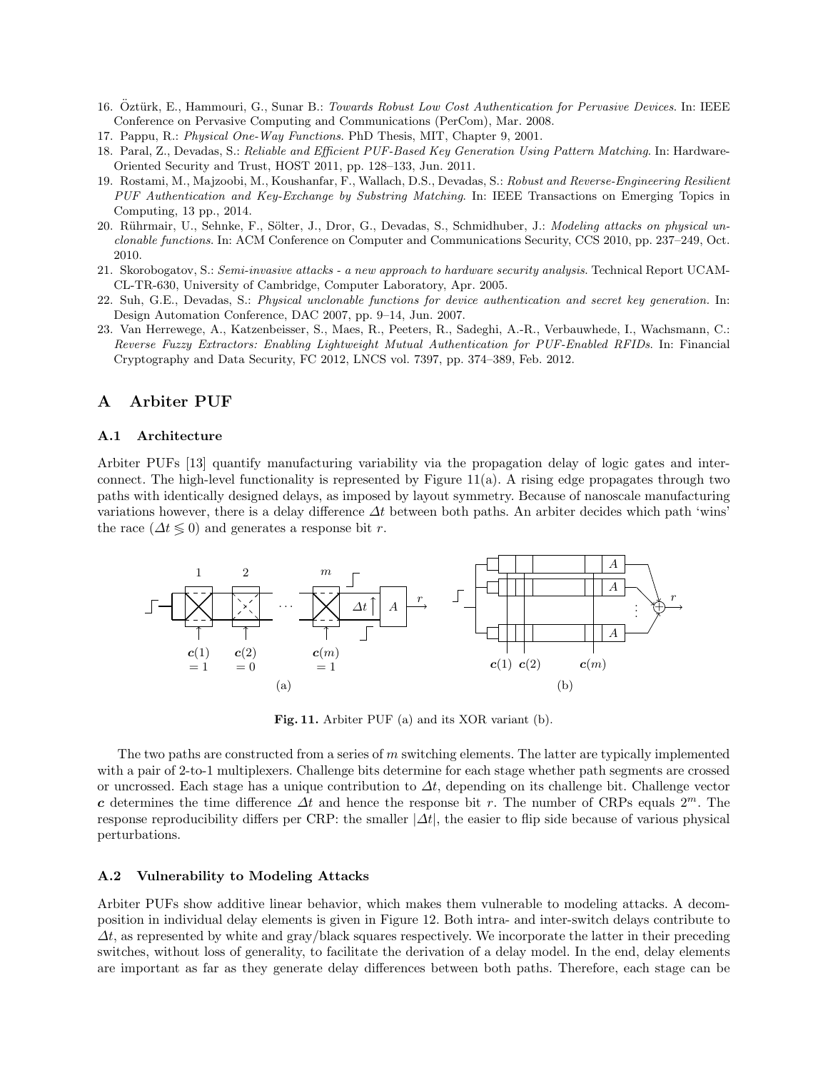16. Öztürk, E., Hammouri, G., Sunar B.: *Towards Robust Low Cost Authentication for Pervasive Devices*. In: IEEE Conference on Pervasive Computing and Communications (PerCom), Mar. 2008.
17. Pappu, R.: *Physical One-Way Functions*. PhD Thesis, MIT, Chapter 9, 2001.
18. Paral, Z., Devadas, S.: *Reliable and Efficient PUF-Based Key Generation Using Pattern Matching*. In: Hardware-Oriented Security and Trust, HOST 2011, pp. 128–133, Jun. 2011.
19. Rostami, M., Majzoobi, M., Koushanfar, F., Wallach, D.S., Devadas, S.: *Robust and Reverse-Engineering Resilient PUF Authentication and Key-Exchange by Substring Matching*. In: IEEE Transactions on Emerging Topics in Computing, 13 pp., 2014.
20. Rührmair, U., Sehnke, F., Sölter, J., Dror, G., Devadas, S., Schmidhuber, J.: *Modeling attacks on physical unclonable functions*. In: ACM Conference on Computer and Communications Security, CCS 2010, pp. 237–249, Oct. 2010.
21. Skorobogatov, S.: *Semi-invasive attacks - a new approach to hardware security analysis*. Technical Report UCAM-CL-TR-630, University of Cambridge, Computer Laboratory, Apr. 2005.
22. Suh, G.E., Devadas, S.: *Physical unclonable functions for device authentication and secret key generation*. In: Design Automation Conference, DAC 2007, pp. 9–14, Jun. 2007.
23. Van Herrewege, A., Katzenbeisser, S., Maes, R., Peeters, R., Sadeghi, A.-R., Verbauwhede, I., Wachsmann, C.: *Reverse Fuzzy Extractors: Enabling Lightweight Mutual Authentication for PUF-Enabled RFIDs*. In: Financial Cryptography and Data Security, FC 2012, LNCS vol. 7397, pp. 374–389, Feb. 2012.

# A Arbiter PUF

## A.1 Architecture

Arbiter PUFs [13] quantify manufacturing variability via the propagation delay of logic gates and interconnect. The high-level functionality is represented by Figure 11(a). A rising edge propagates through two paths with identically designed delays, as imposed by layout symmetry. Because of nanoscale manufacturing variations however, there is a delay difference $\Delta t$ between both paths. An arbiter decides which path 'wins' the race ($\Delta t \lessgtr 0$) and generates a response bit $r$.

**Fig. 11.** Arbiter PUF (a) and its XOR variant (b).

The two paths are constructed from a series of $m$ switching elements. The latter are typically implemented with a pair of 2-to-1 multiplexers. Challenge bits determine for each stage whether path segments are crossed or uncrossed. Each stage has a unique contribution to $\Delta t$, depending on its challenge bit. Challenge vector $\boldsymbol{c}$ determines the time difference $\Delta t$ and hence the response bit $r$. The number of CRPs equals $2^m$. The response reproducibility differs per CRP: the smaller $|\Delta t|$, the easier to flip side because of various physical perturbations.

## A.2 Vulnerability to Modeling Attacks

Arbiter PUFs show additive linear behavior, which makes them vulnerable to modeling attacks. A decomposition in individual delay elements is given in Figure 12. Both intra- and inter-switch delays contribute to $\Delta t$, as represented by white and gray/black squares respectively. We incorporate the latter in their preceding switches, without loss of generality, to facilitate the derivation of a delay model. In the end, delay elements are important as far as they generate delay differences between both paths. Therefore, each stage can be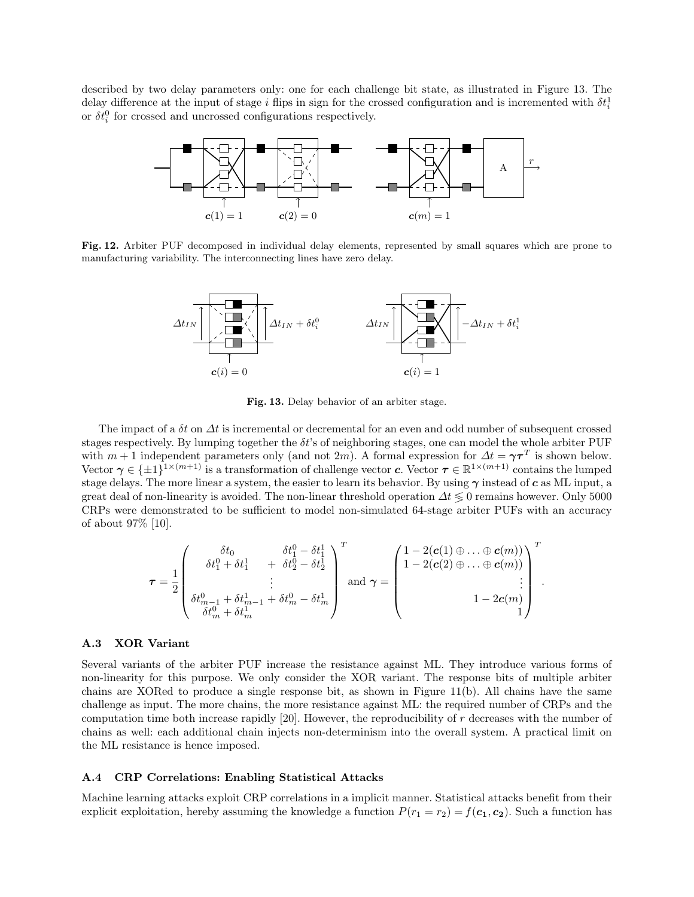described by two delay parameters only: one for each challenge bit state, as illustrated in Figure 13. The delay difference at the input of stage $i$ flips in sign for the crossed configuration and is incremented with $\delta t_i^1$ or $\delta t_i^0$ for crossed and uncrossed configurations respectively.

**Fig. 12.** Arbiter PUF decomposed in individual delay elements, represented by small squares which are prone to manufacturing variability. The interconnecting lines have zero delay.

**Fig. 13.** Delay behavior of an arbiter stage.

The impact of a $\delta t$ on $\Delta t$ is incremental or decremental for an even and odd number of subsequent crossed stages respectively. By lumping together the $\delta t$'s of neighboring stages, one can model the whole arbiter PUF with $m+1$ independent parameters only (and not $2m$). A formal expression for $\Delta t = \boldsymbol{\gamma}\boldsymbol{\tau}^T$ is shown below. Vector $\boldsymbol{\gamma} \in \{\pm 1\}^{1\times(m+1)}$ is a transformation of challenge vector $\boldsymbol{c}$. Vector $\boldsymbol{\tau} \in \mathbb{R}^{1\times(m+1)}$ contains the lumped stage delays. The more linear a system, the easier to learn its behavior. By using $\boldsymbol{\gamma}$ instead of $\boldsymbol{c}$ as ML input, a great deal of non-linearity is avoided. The non-linear threshold operation $\Delta t \lessgtr 0$ remains however. Only 5000 CRPs were demonstrated to be sufficient to model non-simulated 64-stage arbiter PUFs with an accuracy of about 97% [10].

$$\boldsymbol{\tau} = \frac{1}{2}\begin{pmatrix} \delta t_0 \quad \delta t_1^0 - \delta t_1^1 \\ \delta t_1^0 + \delta t_1^1 \quad + \ \delta t_2^0 - \delta t_2^1 \\ \vdots \\ \delta t_{m-1}^0 + \delta t_{m-1}^1 + \delta t_m^0 - \delta t_m^1 \\ \delta t_m^0 + \delta t_m^1 \end{pmatrix}^T \text{ and } \boldsymbol{\gamma} = \begin{pmatrix} 1 - 2(\boldsymbol{c}(1) \oplus \ldots \oplus \boldsymbol{c}(m)) \\ 1 - 2(\boldsymbol{c}(2) \oplus \ldots \oplus \boldsymbol{c}(m)) \\ \vdots \\ 1 - 2\boldsymbol{c}(m) \\ 1 \end{pmatrix}^T.$$

### A.3 XOR Variant

Several variants of the arbiter PUF increase the resistance against ML. They introduce various forms of non-linearity for this purpose. We only consider the XOR variant. The response bits of multiple arbiter chains are XORed to produce a single response bit, as shown in Figure 11(b). All chains have the same challenge as input. The more chains, the more resistance against ML: the required number of CRPs and the computation time both increase rapidly [20]. However, the reproducibility of $r$ decreases with the number of chains as well: each additional chain injects non-determinism into the overall system. A practical limit on the ML resistance is hence imposed.

### A.4 CRP Correlations: Enabling Statistical Attacks

Machine learning attacks exploit CRP correlations in a implicit manner. Statistical attacks benefit from their explicit exploitation, hereby assuming the knowledge a function $P(r_1 = r_2) = f(\boldsymbol{c_1}, \boldsymbol{c_2})$. Such a function has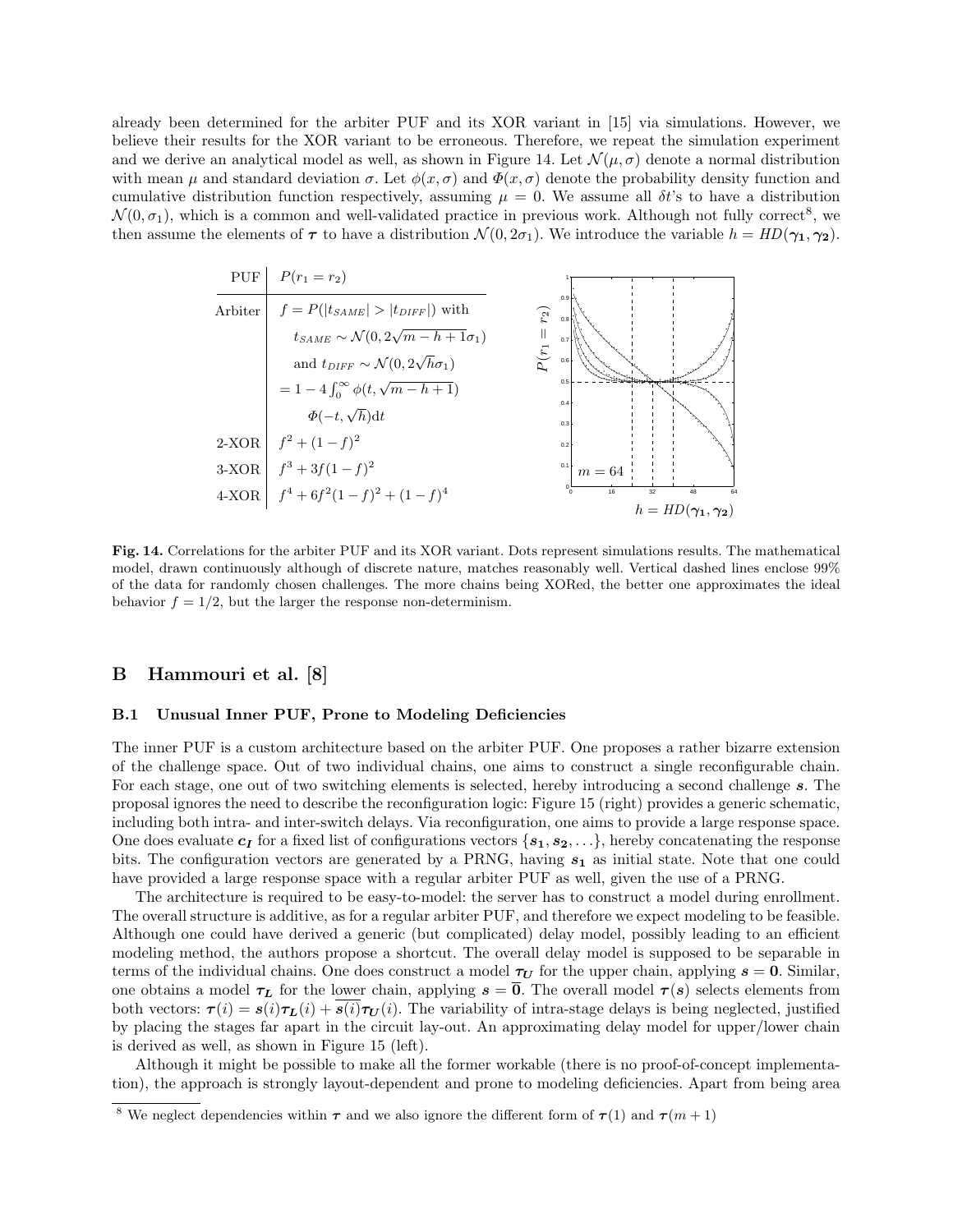already been determined for the arbiter PUF and its XOR variant in [15] via simulations. However, we believe their results for the XOR variant to be erroneous. Therefore, we repeat the simulation experiment and we derive an analytical model as well, as shown in Figure 14. Let $\mathcal{N}(\mu, \sigma)$ denote a normal distribution with mean $\mu$ and standard deviation $\sigma$. Let $\phi(x, \sigma)$ and $\Phi(x, \sigma)$ denote the probability density function and cumulative distribution function respectively, assuming $\mu = 0$. We assume all $\delta t$'s to have a distribution $\mathcal{N}(0, \sigma_1)$, which is a common and well-validated practice in previous work. Although not fully correct[8], we then assume the elements of $\boldsymbol{\tau}$ to have a distribution $\mathcal{N}(0, 2\sigma_1)$. We introduce the variable $h = HD(\boldsymbol{\gamma_1}, \boldsymbol{\gamma_2})$.

| PUF | $P(r_1 = r_2)$ |
|---|---|
| Arbiter | $f = P(\lvert t_{SAME}\rvert > \lvert t_{DIFF}\rvert)$ with $t_{SAME} \sim \mathcal{N}(0, 2\sqrt{m-h+1}\sigma_1)$ and $t_{DIFF} \sim \mathcal{N}(0, 2\sqrt{h}\sigma_1)$ $= 1 - 4\int_0^\infty \phi(t, \sqrt{m-h+1})\, \Phi(-t, \sqrt{h})\mathrm{d}t$ |
| 2-XOR | $f^2 + (1-f)^2$ |
| 3-XOR | $f^3 + 3f(1-f)^2$ |
| 4-XOR | $f^4 + 6f^2(1-f)^2 + (1-f)^4$ |

**Fig. 14.** Correlations for the arbiter PUF and its XOR variant. Dots represent simulations results. The mathematical model, drawn continuously although of discrete nature, matches reasonably well. Vertical dashed lines enclose 99% of the data for randomly chosen challenges. The more chains being XORed, the better one approximates the ideal behavior $f = 1/2$, but the larger the response non-determinism.

## B Hammouri et al. [8]

### B.1 Unusual Inner PUF, Prone to Modeling Deficiencies

The inner PUF is a custom architecture based on the arbiter PUF. One proposes a rather bizarre extension of the challenge space. Out of two individual chains, one aims to construct a single reconfigurable chain. For each stage, one out of two switching elements is selected, hereby introducing a second challenge $\boldsymbol{s}$. The proposal ignores the need to describe the reconfiguration logic: Figure 15 (right) provides a generic schematic, including both intra- and inter-switch delays. Via reconfiguration, one aims to provide a large response space. One does evaluate $\boldsymbol{c_I}$ for a fixed list of configurations vectors $\{\boldsymbol{s_1}, \boldsymbol{s_2}, \ldots\}$, hereby concatenating the response bits. The configuration vectors are generated by a PRNG, having $\boldsymbol{s_1}$ as initial state. Note that one could have provided a large response space with a regular arbiter PUF as well, given the use of a PRNG.

The architecture is required to be easy-to-model: the server has to construct a model during enrollment. The overall structure is additive, as for a regular arbiter PUF, and therefore we expect modeling to be feasible. Although one could have derived a generic (but complicated) delay model, possibly leading to an efficient modeling method, the authors propose a shortcut. The overall delay model is supposed to be separable in terms of the individual chains. One does construct a model $\boldsymbol{\tau_U}$ for the upper chain, applying $\boldsymbol{s} = \boldsymbol{0}$. Similar, one obtains a model $\boldsymbol{\tau_L}$ for the lower chain, applying $\boldsymbol{s} = \overline{\boldsymbol{0}}$. The overall model $\boldsymbol{\tau}(\boldsymbol{s})$ selects elements from both vectors: $\boldsymbol{\tau}(i) = \boldsymbol{s}(i)\boldsymbol{\tau_L}(i) + \overline{\boldsymbol{s}(i)}\boldsymbol{\tau_U}(i)$. The variability of intra-stage delays is being neglected, justified by placing the stages far apart in the circuit lay-out. An approximating delay model for upper/lower chain is derived as well, as shown in Figure 15 (left).

Although it might be possible to make all the former workable (there is no proof-of-concept implementation), the approach is strongly layout-dependent and prone to modeling deficiencies. Apart from being area

[8] We neglect dependencies within $\boldsymbol{\tau}$ and we also ignore the different form of $\boldsymbol{\tau}(1)$ and $\boldsymbol{\tau}(m+1)$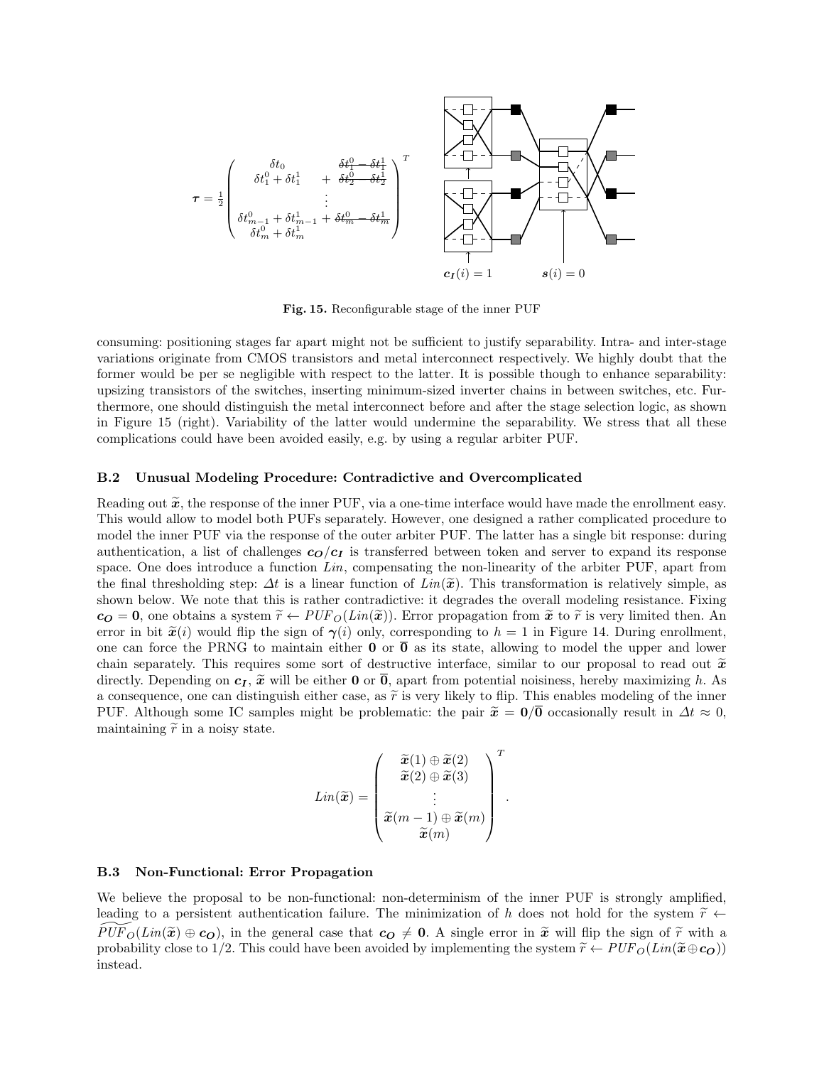$$\boldsymbol{\tau} = \frac{1}{2}\begin{pmatrix} \delta t_0 & \cancel{\delta t_1^0 - \delta t_1^1} \\ \delta t_1^0 + \delta t_1^1 & + \cancel{\delta t_2^0 - \delta t_2^1} \\ & \vdots \\ \delta t_{m-1}^0 + \delta t_{m-1}^1 & + \cancel{\delta t_m^0 - \delta t_m^1} \\ \delta t_m^0 + \delta t_m^1 & \end{pmatrix}^T$$

$\boldsymbol{c_I}(i) = 1$ $\quad$ $\boldsymbol{s}(i) = 0$

**Fig. 15.** Reconfigurable stage of the inner PUF

consuming: positioning stages far apart might not be sufficient to justify separability. Intra- and inter-stage variations originate from CMOS transistors and metal interconnect respectively. We highly doubt that the former would be per se negligible with respect to the latter. It is possible though to enhance separability: upsizing transistors of the switches, inserting minimum-sized inverter chains in between switches, etc. Furthermore, one should distinguish the metal interconnect before and after the stage selection logic, as shown in Figure 15 (right). Variability of the latter would undermine the separability. We stress that all these complications could have been avoided easily, e.g. by using a regular arbiter PUF.

### B.2 Unusual Modeling Procedure: Contradictive and Overcomplicated

Reading out $\widetilde{\boldsymbol{x}}$, the response of the inner PUF, via a one-time interface would have made the enrollment easy. This would allow to model both PUFs separately. However, one designed a rather complicated procedure to model the inner PUF via the response of the outer arbiter PUF. The latter has a single bit response: during authentication, a list of challenges $\boldsymbol{c_O}/\boldsymbol{c_I}$ is transferred between token and server to expand its response space. One does introduce a function $Lin$, compensating the non-linearity of the arbiter PUF, apart from the final thresholding step: $\Delta t$ is a linear function of $Lin(\widetilde{\boldsymbol{x}})$. This transformation is relatively simple, as shown below. We note that this is rather contradictive: it degrades the overall modeling resistance. Fixing $\boldsymbol{c_O} = \boldsymbol{0}$, one obtains a system $\widetilde{r} \leftarrow PUF_O(Lin(\widetilde{\boldsymbol{x}}))$. Error propagation from $\widetilde{\boldsymbol{x}}$ to $\widetilde{r}$ is very limited then. An error in bit $\widetilde{\boldsymbol{x}}(i)$ would flip the sign of $\boldsymbol{\gamma}(i)$ only, corresponding to $h = 1$ in Figure 14. During enrollment, one can force the PRNG to maintain either $\boldsymbol{0}$ or $\overline{\boldsymbol{0}}$ as its state, allowing to model the upper and lower chain separately. This requires some sort of destructive interface, similar to our proposal to read out $\widetilde{\boldsymbol{x}}$ directly. Depending on $\boldsymbol{c_I}$, $\widetilde{\boldsymbol{x}}$ will be either $\boldsymbol{0}$ or $\overline{\boldsymbol{0}}$, apart from potential noisiness, hereby maximizing $h$. As a consequence, one can distinguish either case, as $\widetilde{r}$ is very likely to flip. This enables modeling of the inner PUF. Although some IC samples might be problematic: the pair $\widetilde{\boldsymbol{x}} = \boldsymbol{0}/\overline{\boldsymbol{0}}$ occasionally result in $\Delta t \approx 0$, maintaining $\widetilde{r}$ in a noisy state.

$$Lin(\widetilde{\boldsymbol{x}}) = \begin{pmatrix} \widetilde{\boldsymbol{x}}(1) \oplus \widetilde{\boldsymbol{x}}(2) \\ \widetilde{\boldsymbol{x}}(2) \oplus \widetilde{\boldsymbol{x}}(3) \\ \vdots \\ \widetilde{\boldsymbol{x}}(m-1) \oplus \widetilde{\boldsymbol{x}}(m) \\ \widetilde{\boldsymbol{x}}(m) \end{pmatrix}^T .$$

### B.3 Non-Functional: Error Propagation

We believe the proposal to be non-functional: non-determinism of the inner PUF is strongly amplified, leading to a persistent authentication failure. The minimization of $h$ does not hold for the system $\widetilde{r} \leftarrow \widetilde{PUF}_O(Lin(\widetilde{\boldsymbol{x}}) \oplus \boldsymbol{c_O})$, in the general case that $\boldsymbol{c_O} \neq \boldsymbol{0}$. A single error in $\widetilde{\boldsymbol{x}}$ will flip the sign of $\widetilde{r}$ with a probability close to 1/2. This could have been avoided by implementing the system $\widetilde{r} \leftarrow PUF_O(Lin(\widetilde{\boldsymbol{x}} \oplus \boldsymbol{c_O}))$ instead.